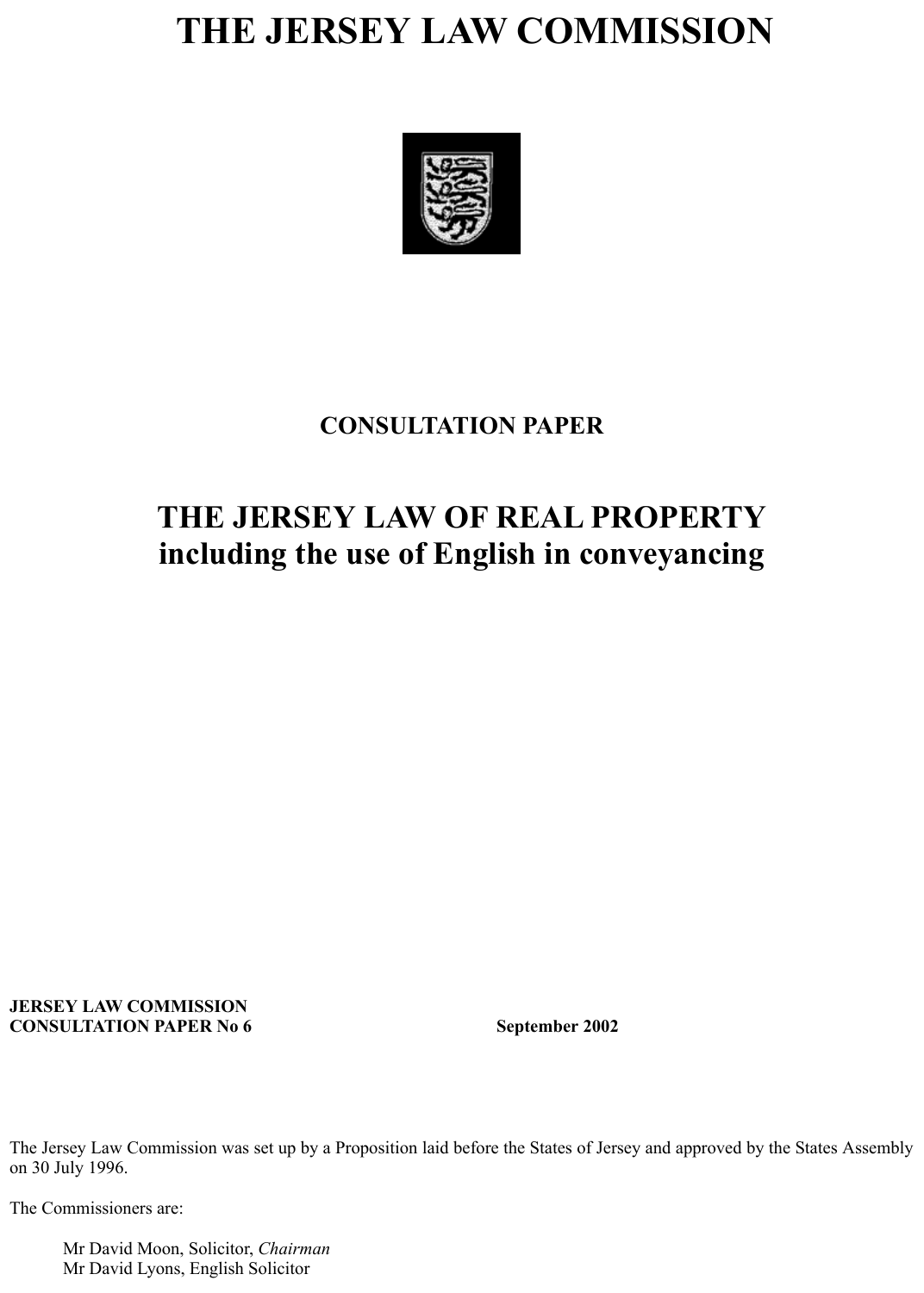# THE JERSEY LAW COMMISSION

## CONSULTATION PAPER

## THE JERSEY LAW OF REAL PROPERTY including the use of English in conveyancing

**JERSEY LAW COMMISSION**
**CONSULTATION PAPER No 6** **September 2002**

The Jersey Law Commission was set up by a Proposition laid before the States of Jersey and approved by the States Assembly on 30 July 1996.

The Commissioners are:

Mr David Moon, Solicitor, *Chairman*
Mr David Lyons, English Solicitor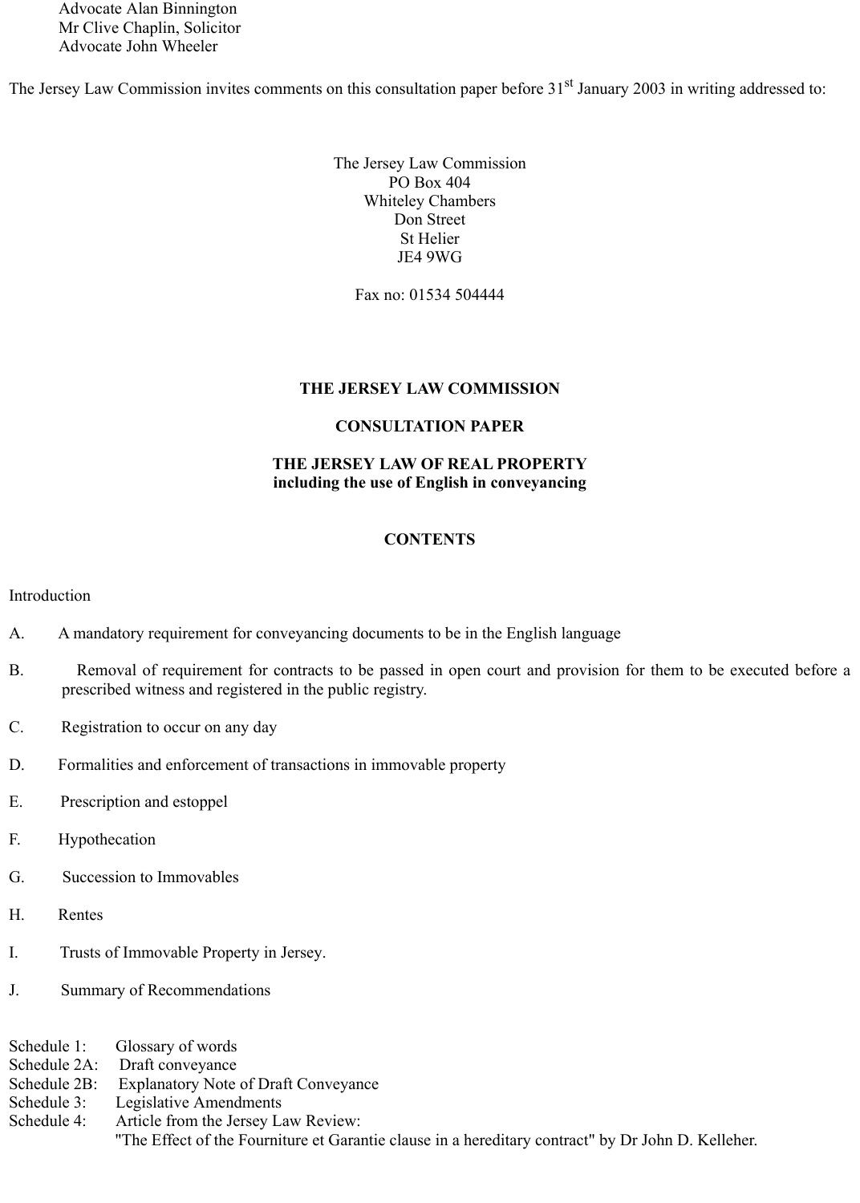Advocate Alan Binnington
Mr Clive Chaplin, Solicitor
Advocate John Wheeler

The Jersey Law Commission invites comments on this consultation paper before 31st January 2003 in writing addressed to:

The Jersey Law Commission
PO Box 404
Whiteley Chambers
Don Street
St Helier
JE4 9WG

Fax no: 01534 504444

**THE JERSEY LAW COMMISSION**

**CONSULTATION PAPER**

**THE JERSEY LAW OF REAL PROPERTY**
**including the use of English in conveyancing**

**CONTENTS**

Introduction

A. A mandatory requirement for conveyancing documents to be in the English language

B. Removal of requirement for contracts to be passed in open court and provision for them to be executed before a prescribed witness and registered in the public registry.

C. Registration to occur on any day

D. Formalities and enforcement of transactions in immovable property

E. Prescription and estoppel

F. Hypothecation

G. Succession to Immovables

H. Rentes

I. Trusts of Immovable Property in Jersey.

J. Summary of Recommendations

Schedule 1: Glossary of words
Schedule 2A: Draft conveyance
Schedule 2B: Explanatory Note of Draft Conveyance
Schedule 3: Legislative Amendments
Schedule 4: Article from the Jersey Law Review: "The Effect of the Fourniture et Garantie clause in a hereditary contract" by Dr John D. Kelleher.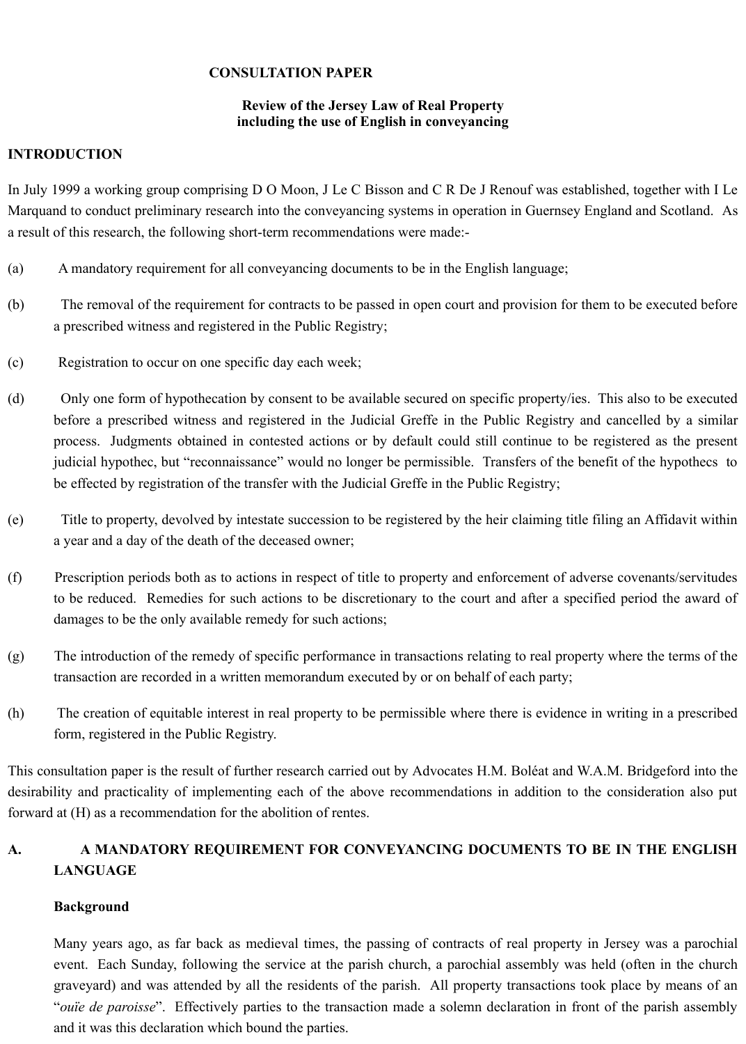**CONSULTATION PAPER**

**Review of the Jersey Law of Real Property including the use of English in conveyancing**

## INTRODUCTION

In July 1999 a working group comprising D O Moon, J Le C Bisson and C R De J Renouf was established, together with I Le Marquand to conduct preliminary research into the conveyancing systems in operation in Guernsey England and Scotland. As a result of this research, the following short-term recommendations were made:-

(a) A mandatory requirement for all conveyancing documents to be in the English language;

(b) The removal of the requirement for contracts to be passed in open court and provision for them to be executed before a prescribed witness and registered in the Public Registry;

(c) Registration to occur on one specific day each week;

(d) Only one form of hypothecation by consent to be available secured on specific property/ies. This also to be executed before a prescribed witness and registered in the Judicial Greffe in the Public Registry and cancelled by a similar process. Judgments obtained in contested actions or by default could still continue to be registered as the present judicial hypothec, but "reconnaissance" would no longer be permissible. Transfers of the benefit of the hypothecs to be effected by registration of the transfer with the Judicial Greffe in the Public Registry;

(e) Title to property, devolved by intestate succession to be registered by the heir claiming title filing an Affidavit within a year and a day of the death of the deceased owner;

(f) Prescription periods both as to actions in respect of title to property and enforcement of adverse covenants/servitudes to be reduced. Remedies for such actions to be discretionary to the court and after a specified period the award of damages to be the only available remedy for such actions;

(g) The introduction of the remedy of specific performance in transactions relating to real property where the terms of the transaction are recorded in a written memorandum executed by or on behalf of each party;

(h) The creation of equitable interest in real property to be permissible where there is evidence in writing in a prescribed form, registered in the Public Registry.

This consultation paper is the result of further research carried out by Advocates H.M. Boléat and W.A.M. Bridgeford into the desirability and practicality of implementing each of the above recommendations in addition to the consideration also put forward at (H) as a recommendation for the abolition of rentes.

## A. A MANDATORY REQUIREMENT FOR CONVEYANCING DOCUMENTS TO BE IN THE ENGLISH LANGUAGE

### Background

Many years ago, as far back as medieval times, the passing of contracts of real property in Jersey was a parochial event. Each Sunday, following the service at the parish church, a parochial assembly was held (often in the church graveyard) and was attended by all the residents of the parish. All property transactions took place by means of an "*ouïe de paroisse*". Effectively parties to the transaction made a solemn declaration in front of the parish assembly and it was this declaration which bound the parties.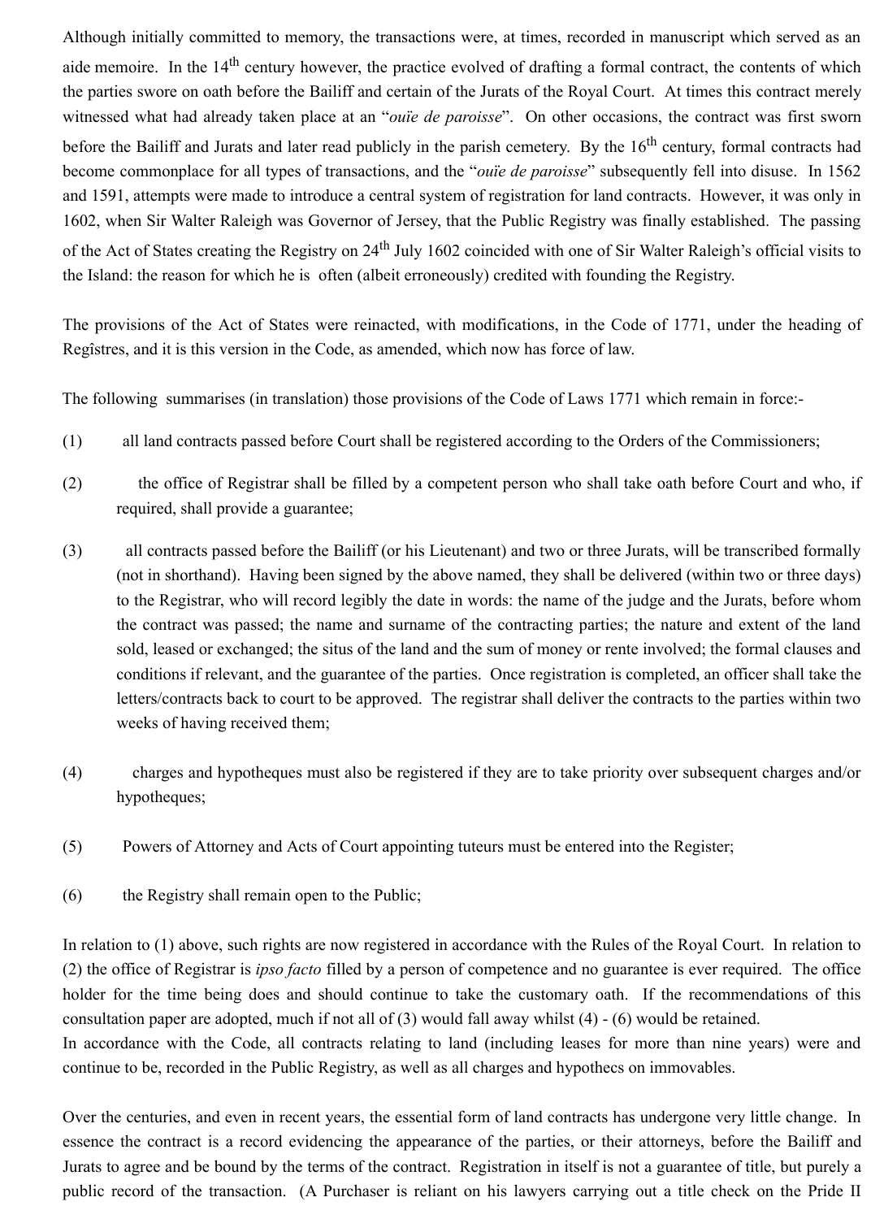Although initially committed to memory, the transactions were, at times, recorded in manuscript which served as an aide memoire. In the 14th century however, the practice evolved of drafting a formal contract, the contents of which the parties swore on oath before the Bailiff and certain of the Jurats of the Royal Court. At times this contract merely witnessed what had already taken place at an "*ouïe de paroisse*". On other occasions, the contract was first sworn before the Bailiff and Jurats and later read publicly in the parish cemetery. By the 16th century, formal contracts had become commonplace for all types of transactions, and the "*ouïe de paroisse*" subsequently fell into disuse. In 1562 and 1591, attempts were made to introduce a central system of registration for land contracts. However, it was only in 1602, when Sir Walter Raleigh was Governor of Jersey, that the Public Registry was finally established. The passing of the Act of States creating the Registry on 24th July 1602 coincided with one of Sir Walter Raleigh's official visits to the Island: the reason for which he is often (albeit erroneously) credited with founding the Registry.

The provisions of the Act of States were reinacted, with modifications, in the Code of 1771, under the heading of Regîstres, and it is this version in the Code, as amended, which now has force of law.

The following summarises (in translation) those provisions of the Code of Laws 1771 which remain in force:-

(1) all land contracts passed before Court shall be registered according to the Orders of the Commissioners;

(2) the office of Registrar shall be filled by a competent person who shall take oath before Court and who, if required, shall provide a guarantee;

(3) all contracts passed before the Bailiff (or his Lieutenant) and two or three Jurats, will be transcribed formally (not in shorthand). Having been signed by the above named, they shall be delivered (within two or three days) to the Registrar, who will record legibly the date in words: the name of the judge and the Jurats, before whom the contract was passed; the name and surname of the contracting parties; the nature and extent of the land sold, leased or exchanged; the situs of the land and the sum of money or rente involved; the formal clauses and conditions if relevant, and the guarantee of the parties. Once registration is completed, an officer shall take the letters/contracts back to court to be approved. The registrar shall deliver the contracts to the parties within two weeks of having received them;

(4) charges and hypotheques must also be registered if they are to take priority over subsequent charges and/or hypotheques;

(5) Powers of Attorney and Acts of Court appointing tuteurs must be entered into the Register;

(6) the Registry shall remain open to the Public;

In relation to (1) above, such rights are now registered in accordance with the Rules of the Royal Court. In relation to (2) the office of Registrar is *ipso facto* filled by a person of competence and no guarantee is ever required. The office holder for the time being does and should continue to take the customary oath. If the recommendations of this consultation paper are adopted, much if not all of (3) would fall away whilst (4) - (6) would be retained.
In accordance with the Code, all contracts relating to land (including leases for more than nine years) were and continue to be, recorded in the Public Registry, as well as all charges and hypothecs on immovables.

Over the centuries, and even in recent years, the essential form of land contracts has undergone very little change. In essence the contract is a record evidencing the appearance of the parties, or their attorneys, before the Bailiff and Jurats to agree and be bound by the terms of the contract. Registration in itself is not a guarantee of title, but purely a public record of the transaction. (A Purchaser is reliant on his lawyers carrying out a title check on the Pride II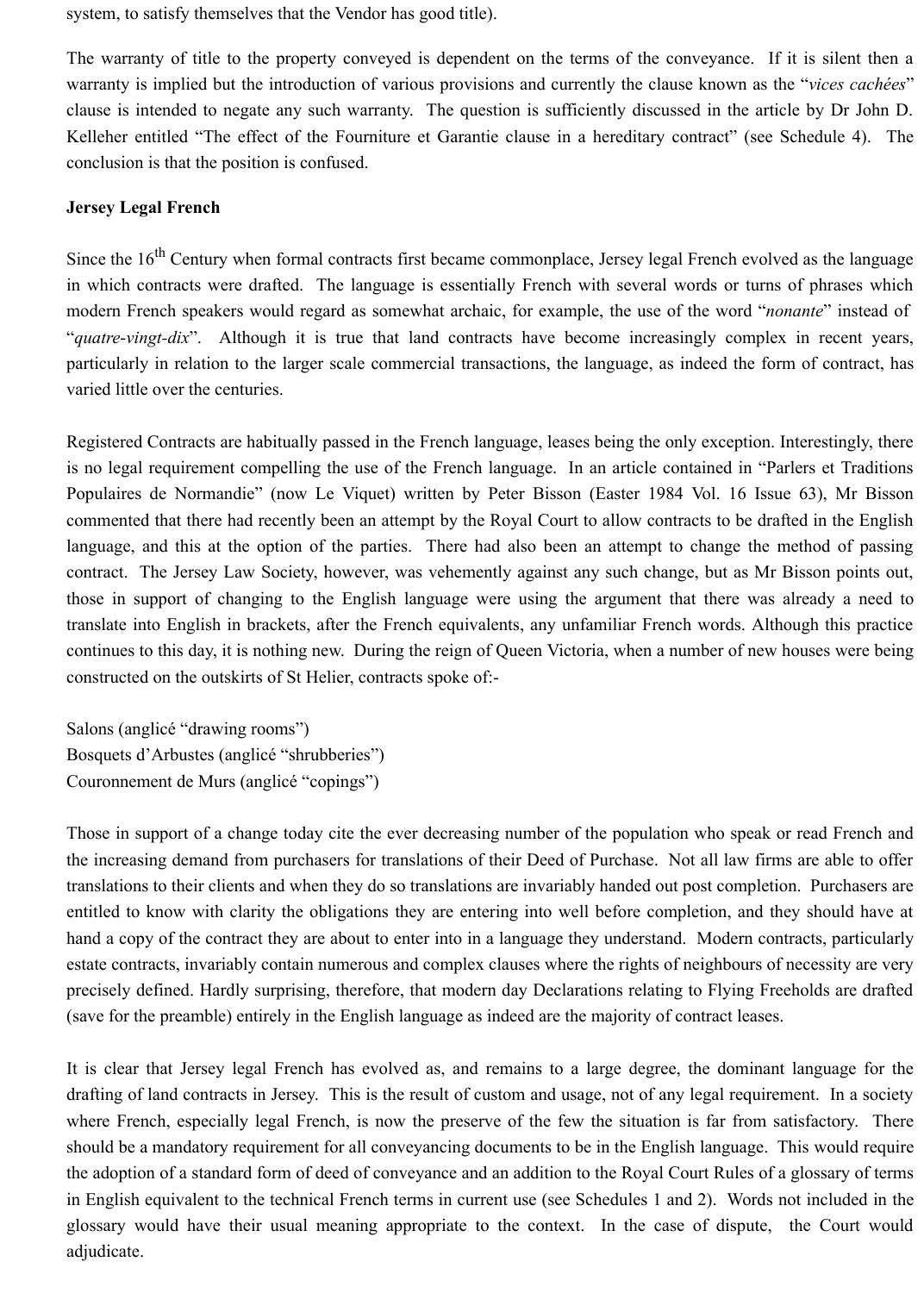system, to satisfy themselves that the Vendor has good title).

The warranty of title to the property conveyed is dependent on the terms of the conveyance. If it is silent then a warranty is implied but the introduction of various provisions and currently the clause known as the "*vices cachées*" clause is intended to negate any such warranty. The question is sufficiently discussed in the article by Dr John D. Kelleher entitled "The effect of the Fourniture et Garantie clause in a hereditary contract" (see Schedule 4). The conclusion is that the position is confused.

**Jersey Legal French**

Since the 16th Century when formal contracts first became commonplace, Jersey legal French evolved as the language in which contracts were drafted. The language is essentially French with several words or turns of phrases which modern French speakers would regard as somewhat archaic, for example, the use of the word "*nonante*" instead of "*quatre-vingt-dix*". Although it is true that land contracts have become increasingly complex in recent years, particularly in relation to the larger scale commercial transactions, the language, as indeed the form of contract, has varied little over the centuries.

Registered Contracts are habitually passed in the French language, leases being the only exception. Interestingly, there is no legal requirement compelling the use of the French language. In an article contained in "Parlers et Traditions Populaires de Normandie" (now Le Viquet) written by Peter Bisson (Easter 1984 Vol. 16 Issue 63), Mr Bisson commented that there had recently been an attempt by the Royal Court to allow contracts to be drafted in the English language, and this at the option of the parties. There had also been an attempt to change the method of passing contract. The Jersey Law Society, however, was vehemently against any such change, but as Mr Bisson points out, those in support of changing to the English language were using the argument that there was already a need to translate into English in brackets, after the French equivalents, any unfamiliar French words. Although this practice continues to this day, it is nothing new. During the reign of Queen Victoria, when a number of new houses were being constructed on the outskirts of St Helier, contracts spoke of:-

Salons (anglicé "drawing rooms")
Bosquets d'Arbustes (anglicé "shrubberies")
Couronnement de Murs (anglicé "copings")

Those in support of a change today cite the ever decreasing number of the population who speak or read French and the increasing demand from purchasers for translations of their Deed of Purchase. Not all law firms are able to offer translations to their clients and when they do so translations are invariably handed out post completion. Purchasers are entitled to know with clarity the obligations they are entering into well before completion, and they should have at hand a copy of the contract they are about to enter into in a language they understand. Modern contracts, particularly estate contracts, invariably contain numerous and complex clauses where the rights of neighbours of necessity are very precisely defined. Hardly surprising, therefore, that modern day Declarations relating to Flying Freeholds are drafted (save for the preamble) entirely in the English language as indeed are the majority of contract leases.

It is clear that Jersey legal French has evolved as, and remains to a large degree, the dominant language for the drafting of land contracts in Jersey. This is the result of custom and usage, not of any legal requirement. In a society where French, especially legal French, is now the preserve of the few the situation is far from satisfactory. There should be a mandatory requirement for all conveyancing documents to be in the English language. This would require the adoption of a standard form of deed of conveyance and an addition to the Royal Court Rules of a glossary of terms in English equivalent to the technical French terms in current use (see Schedules 1 and 2). Words not included in the glossary would have their usual meaning appropriate to the context. In the case of dispute, the Court would adjudicate.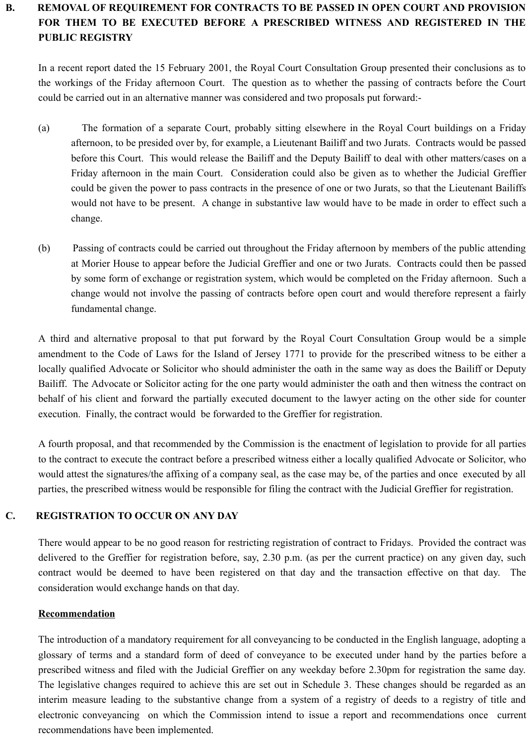## B. REMOVAL OF REQUIREMENT FOR CONTRACTS TO BE PASSED IN OPEN COURT AND PROVISION FOR THEM TO BE EXECUTED BEFORE A PRESCRIBED WITNESS AND REGISTERED IN THE PUBLIC REGISTRY

In a recent report dated the 15 February 2001, the Royal Court Consultation Group presented their conclusions as to the workings of the Friday afternoon Court. The question as to whether the passing of contracts before the Court could be carried out in an alternative manner was considered and two proposals put forward:-

(a) The formation of a separate Court, probably sitting elsewhere in the Royal Court buildings on a Friday afternoon, to be presided over by, for example, a Lieutenant Bailiff and two Jurats. Contracts would be passed before this Court. This would release the Bailiff and the Deputy Bailiff to deal with other matters/cases on a Friday afternoon in the main Court. Consideration could also be given as to whether the Judicial Greffier could be given the power to pass contracts in the presence of one or two Jurats, so that the Lieutenant Bailiffs would not have to be present. A change in substantive law would have to be made in order to effect such a change.

(b) Passing of contracts could be carried out throughout the Friday afternoon by members of the public attending at Morier House to appear before the Judicial Greffier and one or two Jurats. Contracts could then be passed by some form of exchange or registration system, which would be completed on the Friday afternoon. Such a change would not involve the passing of contracts before open court and would therefore represent a fairly fundamental change.

A third and alternative proposal to that put forward by the Royal Court Consultation Group would be a simple amendment to the Code of Laws for the Island of Jersey 1771 to provide for the prescribed witness to be either a locally qualified Advocate or Solicitor who should administer the oath in the same way as does the Bailiff or Deputy Bailiff. The Advocate or Solicitor acting for the one party would administer the oath and then witness the contract on behalf of his client and forward the partially executed document to the lawyer acting on the other side for counter execution. Finally, the contract would be forwarded to the Greffier for registration.

A fourth proposal, and that recommended by the Commission is the enactment of legislation to provide for all parties to the contract to execute the contract before a prescribed witness either a locally qualified Advocate or Solicitor, who would attest the signatures/the affixing of a company seal, as the case may be, of the parties and once executed by all parties, the prescribed witness would be responsible for filing the contract with the Judicial Greffier for registration.

## C. REGISTRATION TO OCCUR ON ANY DAY

There would appear to be no good reason for restricting registration of contract to Fridays. Provided the contract was delivered to the Greffier for registration before, say, 2.30 p.m. (as per the current practice) on any given day, such contract would be deemed to have been registered on that day and the transaction effective on that day. The consideration would exchange hands on that day.

**Recommendation**

The introduction of a mandatory requirement for all conveyancing to be conducted in the English language, adopting a glossary of terms and a standard form of deed of conveyance to be executed under hand by the parties before a prescribed witness and filed with the Judicial Greffier on any weekday before 2.30pm for registration the same day. The legislative changes required to achieve this are set out in Schedule 3. These changes should be regarded as an interim measure leading to the substantive change from a system of a registry of deeds to a registry of title and electronic conveyancing on which the Commission intend to issue a report and recommendations once current recommendations have been implemented.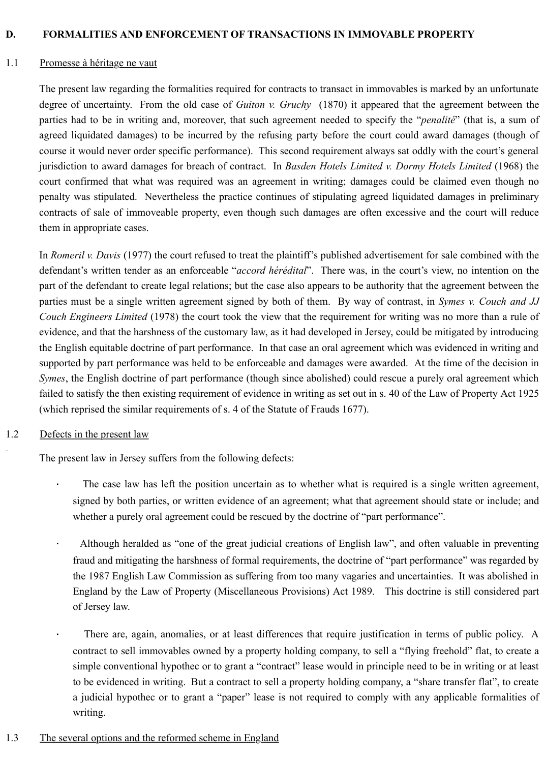## D. FORMALITIES AND ENFORCEMENT OF TRANSACTIONS IN IMMOVABLE PROPERTY

### 1.1 Promesse à héritage ne vaut

The present law regarding the formalities required for contracts to transact in immovables is marked by an unfortunate degree of uncertainty. From the old case of *Guiton v. Gruchy* (1870) it appeared that the agreement between the parties had to be in writing and, moreover, that such agreement needed to specify the "*penalité*" (that is, a sum of agreed liquidated damages) to be incurred by the refusing party before the court could award damages (though of course it would never order specific performance). This second requirement always sat oddly with the court's general jurisdiction to award damages for breach of contract. In *Basden Hotels Limited v. Dormy Hotels Limited* (1968) the court confirmed that what was required was an agreement in writing; damages could be claimed even though no penalty was stipulated. Nevertheless the practice continues of stipulating agreed liquidated damages in preliminary contracts of sale of immoveable property, even though such damages are often excessive and the court will reduce them in appropriate cases.

In *Romeril v. Davis* (1977) the court refused to treat the plaintiff's published advertisement for sale combined with the defendant's written tender as an enforceable "*accord hérédital*". There was, in the court's view, no intention on the part of the defendant to create legal relations; but the case also appears to be authority that the agreement between the parties must be a single written agreement signed by both of them. By way of contrast, in *Symes v. Couch and JJ Couch Engineers Limited* (1978) the court took the view that the requirement for writing was no more than a rule of evidence, and that the harshness of the customary law, as it had developed in Jersey, could be mitigated by introducing the English equitable doctrine of part performance. In that case an oral agreement which was evidenced in writing and supported by part performance was held to be enforceable and damages were awarded. At the time of the decision in *Symes*, the English doctrine of part performance (though since abolished) could rescue a purely oral agreement which failed to satisfy the then existing requirement of evidence in writing as set out in s. 40 of the Law of Property Act 1925 (which reprised the similar requirements of s. 4 of the Statute of Frauds 1677).

### 1.2 Defects in the present law

The present law in Jersey suffers from the following defects:

- The case law has left the position uncertain as to whether what is required is a single written agreement, signed by both parties, or written evidence of an agreement; what that agreement should state or include; and whether a purely oral agreement could be rescued by the doctrine of "part performance".

- Although heralded as "one of the great judicial creations of English law", and often valuable in preventing fraud and mitigating the harshness of formal requirements, the doctrine of "part performance" was regarded by the 1987 English Law Commission as suffering from too many vagaries and uncertainties. It was abolished in England by the Law of Property (Miscellaneous Provisions) Act 1989. This doctrine is still considered part of Jersey law.

- There are, again, anomalies, or at least differences that require justification in terms of public policy. A contract to sell immovables owned by a property holding company, to sell a "flying freehold" flat, to create a simple conventional hypothec or to grant a "contract" lease would in principle need to be in writing or at least to be evidenced in writing. But a contract to sell a property holding company, a "share transfer flat", to create a judicial hypothec or to grant a "paper" lease is not required to comply with any applicable formalities of writing.

### 1.3 The several options and the reformed scheme in England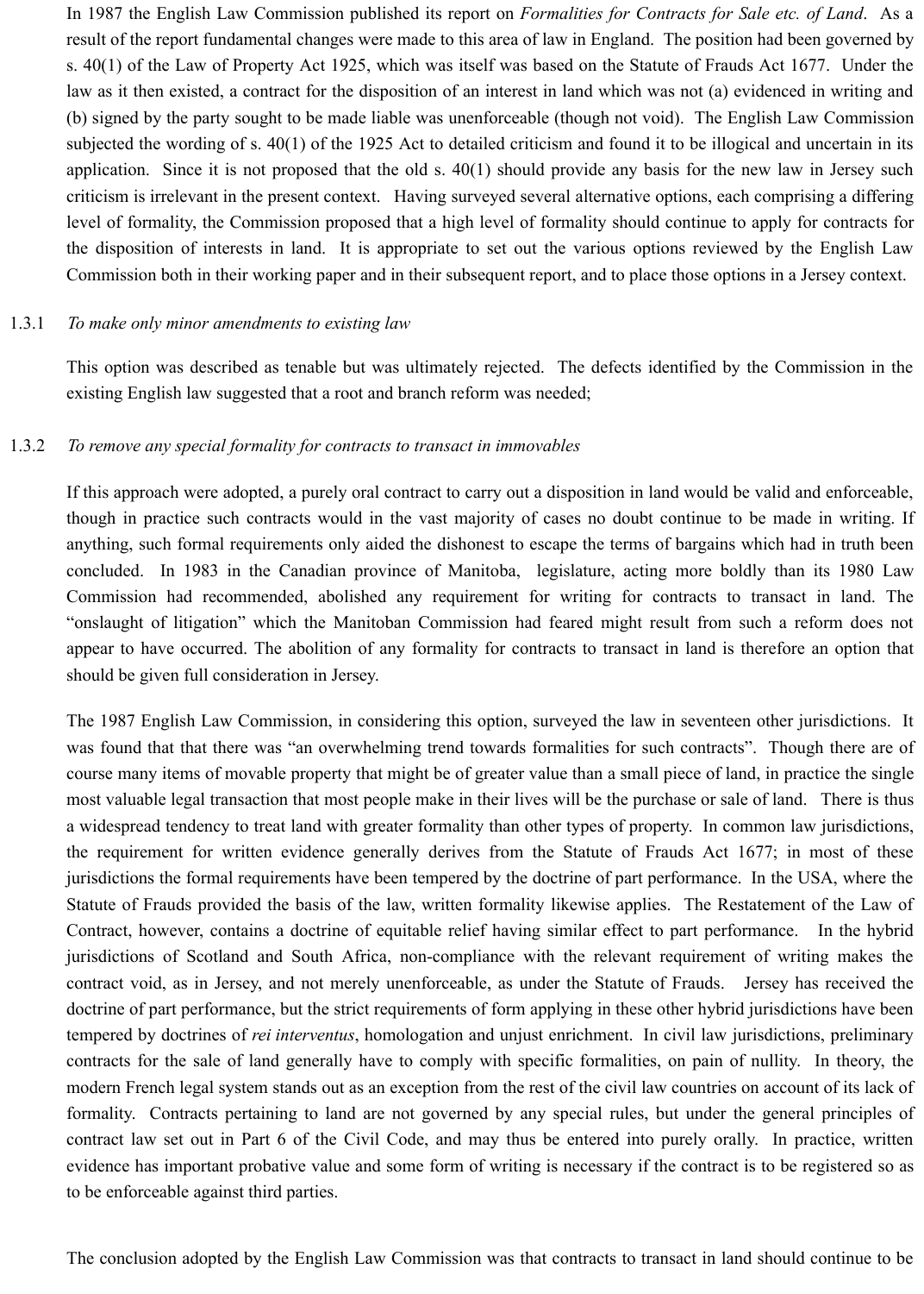In 1987 the English Law Commission published its report on *Formalities for Contracts for Sale etc. of Land*. As a result of the report fundamental changes were made to this area of law in England. The position had been governed by s. 40(1) of the Law of Property Act 1925, which was itself was based on the Statute of Frauds Act 1677. Under the law as it then existed, a contract for the disposition of an interest in land which was not (a) evidenced in writing and (b) signed by the party sought to be made liable was unenforceable (though not void). The English Law Commission subjected the wording of s. 40(1) of the 1925 Act to detailed criticism and found it to be illogical and uncertain in its application. Since it is not proposed that the old s. 40(1) should provide any basis for the new law in Jersey such criticism is irrelevant in the present context. Having surveyed several alternative options, each comprising a differing level of formality, the Commission proposed that a high level of formality should continue to apply for contracts for the disposition of interests in land. It is appropriate to set out the various options reviewed by the English Law Commission both in their working paper and in their subsequent report, and to place those options in a Jersey context.

1.3.1 *To make only minor amendments to existing law*

This option was described as tenable but was ultimately rejected. The defects identified by the Commission in the existing English law suggested that a root and branch reform was needed;

1.3.2 *To remove any special formality for contracts to transact in immovables*

If this approach were adopted, a purely oral contract to carry out a disposition in land would be valid and enforceable, though in practice such contracts would in the vast majority of cases no doubt continue to be made in writing. If anything, such formal requirements only aided the dishonest to escape the terms of bargains which had in truth been concluded. In 1983 in the Canadian province of Manitoba, legislature, acting more boldly than its 1980 Law Commission had recommended, abolished any requirement for writing for contracts to transact in land. The "onslaught of litigation" which the Manitoban Commission had feared might result from such a reform does not appear to have occurred. The abolition of any formality for contracts to transact in land is therefore an option that should be given full consideration in Jersey.

The 1987 English Law Commission, in considering this option, surveyed the law in seventeen other jurisdictions. It was found that that there was "an overwhelming trend towards formalities for such contracts". Though there are of course many items of movable property that might be of greater value than a small piece of land, in practice the single most valuable legal transaction that most people make in their lives will be the purchase or sale of land. There is thus a widespread tendency to treat land with greater formality than other types of property. In common law jurisdictions, the requirement for written evidence generally derives from the Statute of Frauds Act 1677; in most of these jurisdictions the formal requirements have been tempered by the doctrine of part performance. In the USA, where the Statute of Frauds provided the basis of the law, written formality likewise applies. The Restatement of the Law of Contract, however, contains a doctrine of equitable relief having similar effect to part performance. In the hybrid jurisdictions of Scotland and South Africa, non-compliance with the relevant requirement of writing makes the contract void, as in Jersey, and not merely unenforceable, as under the Statute of Frauds. Jersey has received the doctrine of part performance, but the strict requirements of form applying in these other hybrid jurisdictions have been tempered by doctrines of *rei interventus*, homologation and unjust enrichment. In civil law jurisdictions, preliminary contracts for the sale of land generally have to comply with specific formalities, on pain of nullity. In theory, the modern French legal system stands out as an exception from the rest of the civil law countries on account of its lack of formality. Contracts pertaining to land are not governed by any special rules, but under the general principles of contract law set out in Part 6 of the Civil Code, and may thus be entered into purely orally. In practice, written evidence has important probative value and some form of writing is necessary if the contract is to be registered so as to be enforceable against third parties.

The conclusion adopted by the English Law Commission was that contracts to transact in land should continue to be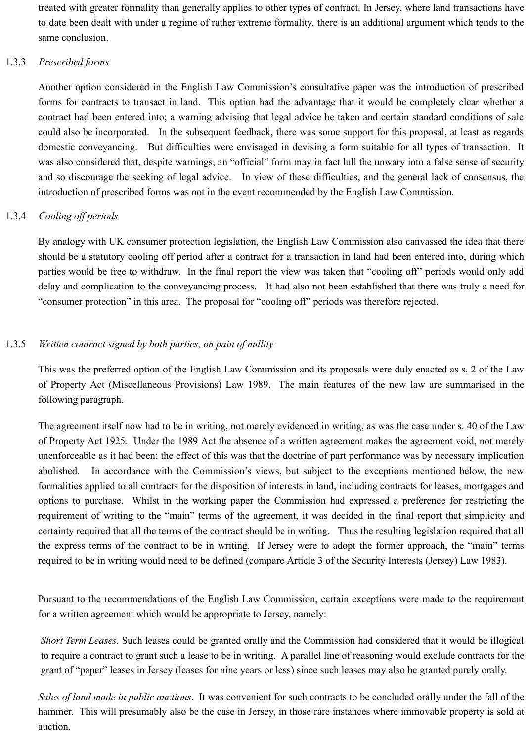treated with greater formality than generally applies to other types of contract. In Jersey, where land transactions have to date been dealt with under a regime of rather extreme formality, there is an additional argument which tends to the same conclusion.

1.3.3 *Prescribed forms*

Another option considered in the English Law Commission's consultative paper was the introduction of prescribed forms for contracts to transact in land. This option had the advantage that it would be completely clear whether a contract had been entered into; a warning advising that legal advice be taken and certain standard conditions of sale could also be incorporated. In the subsequent feedback, there was some support for this proposal, at least as regards domestic conveyancing. But difficulties were envisaged in devising a form suitable for all types of transaction. It was also considered that, despite warnings, an "official" form may in fact lull the unwary into a false sense of security and so discourage the seeking of legal advice. In view of these difficulties, and the general lack of consensus, the introduction of prescribed forms was not in the event recommended by the English Law Commission.

1.3.4 *Cooling off periods*

By analogy with UK consumer protection legislation, the English Law Commission also canvassed the idea that there should be a statutory cooling off period after a contract for a transaction in land had been entered into, during which parties would be free to withdraw. In the final report the view was taken that "cooling off" periods would only add delay and complication to the conveyancing process. It had also not been established that there was truly a need for "consumer protection" in this area. The proposal for "cooling off" periods was therefore rejected.

1.3.5 *Written contract signed by both parties, on pain of nullity*

This was the preferred option of the English Law Commission and its proposals were duly enacted as s. 2 of the Law of Property Act (Miscellaneous Provisions) Law 1989. The main features of the new law are summarised in the following paragraph.

The agreement itself now had to be in writing, not merely evidenced in writing, as was the case under s. 40 of the Law of Property Act 1925. Under the 1989 Act the absence of a written agreement makes the agreement void, not merely unenforceable as it had been; the effect of this was that the doctrine of part performance was by necessary implication abolished. In accordance with the Commission's views, but subject to the exceptions mentioned below, the new formalities applied to all contracts for the disposition of interests in land, including contracts for leases, mortgages and options to purchase. Whilst in the working paper the Commission had expressed a preference for restricting the requirement of writing to the "main" terms of the agreement, it was decided in the final report that simplicity and certainty required that all the terms of the contract should be in writing. Thus the resulting legislation required that all the express terms of the contract to be in writing. If Jersey were to adopt the former approach, the "main" terms required to be in writing would need to be defined (compare Article 3 of the Security Interests (Jersey) Law 1983).

Pursuant to the recommendations of the English Law Commission, certain exceptions were made to the requirement for a written agreement which would be appropriate to Jersey, namely:

*Short Term Leases*. Such leases could be granted orally and the Commission had considered that it would be illogical to require a contract to grant such a lease to be in writing. A parallel line of reasoning would exclude contracts for the grant of "paper" leases in Jersey (leases for nine years or less) since such leases may also be granted purely orally.

*Sales of land made in public auctions*. It was convenient for such contracts to be concluded orally under the fall of the hammer. This will presumably also be the case in Jersey, in those rare instances where immovable property is sold at auction.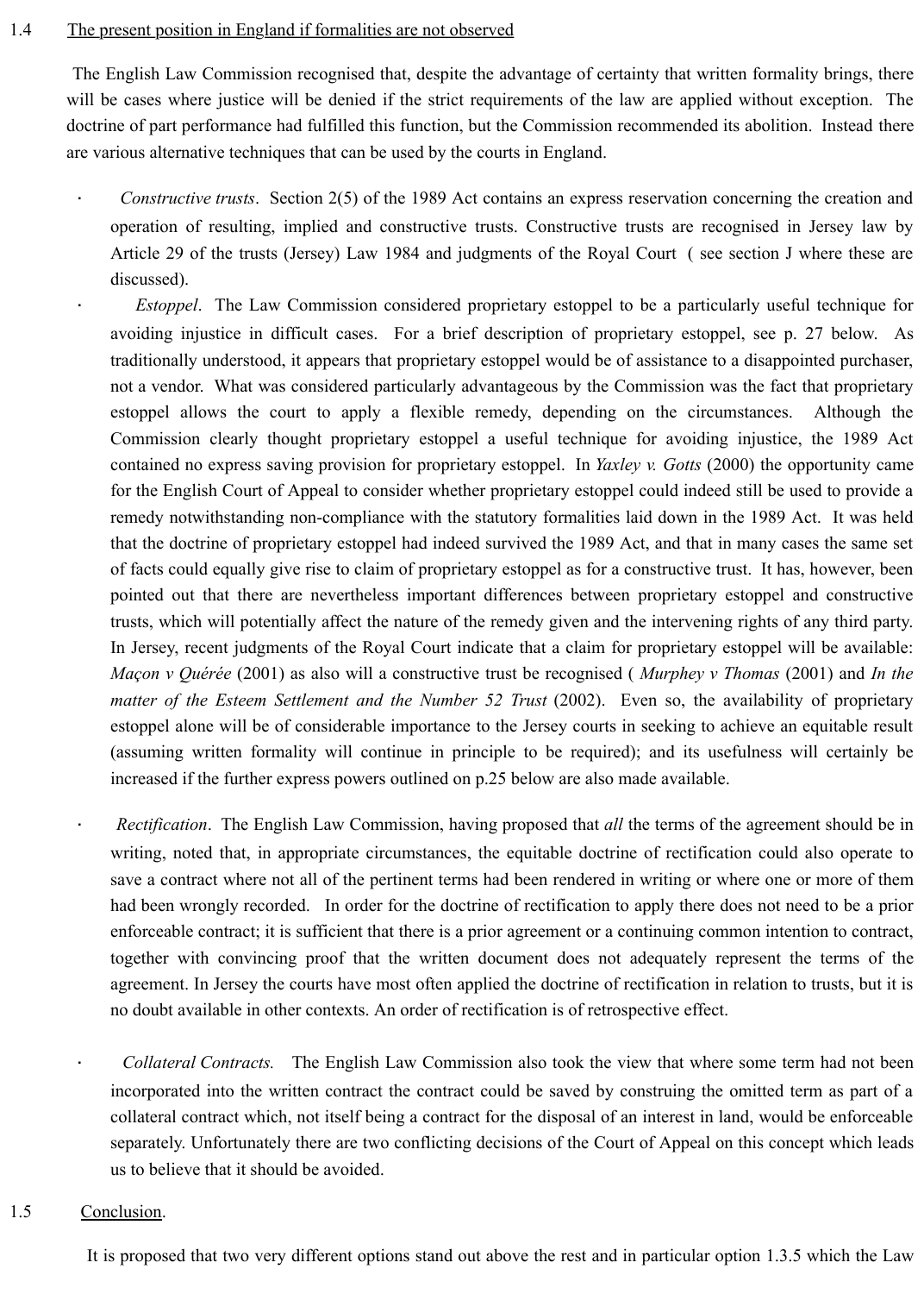1.4 The present position in England if formalities are not observed

The English Law Commission recognised that, despite the advantage of certainty that written formality brings, there will be cases where justice will be denied if the strict requirements of the law are applied without exception. The doctrine of part performance had fulfilled this function, but the Commission recommended its abolition. Instead there are various alternative techniques that can be used by the courts in England.

- *Constructive trusts*. Section 2(5) of the 1989 Act contains an express reservation concerning the creation and operation of resulting, implied and constructive trusts. Constructive trusts are recognised in Jersey law by Article 29 of the trusts (Jersey) Law 1984 and judgments of the Royal Court ( see section J where these are discussed).
- *Estoppel*. The Law Commission considered proprietary estoppel to be a particularly useful technique for avoiding injustice in difficult cases. For a brief description of proprietary estoppel, see p. 27 below. As traditionally understood, it appears that proprietary estoppel would be of assistance to a disappointed purchaser, not a vendor. What was considered particularly advantageous by the Commission was the fact that proprietary estoppel allows the court to apply a flexible remedy, depending on the circumstances. Although the Commission clearly thought proprietary estoppel a useful technique for avoiding injustice, the 1989 Act contained no express saving provision for proprietary estoppel. In *Yaxley v. Gotts* (2000) the opportunity came for the English Court of Appeal to consider whether proprietary estoppel could indeed still be used to provide a remedy notwithstanding non-compliance with the statutory formalities laid down in the 1989 Act. It was held that the doctrine of proprietary estoppel had indeed survived the 1989 Act, and that in many cases the same set of facts could equally give rise to claim of proprietary estoppel as for a constructive trust. It has, however, been pointed out that there are nevertheless important differences between proprietary estoppel and constructive trusts, which will potentially affect the nature of the remedy given and the intervening rights of any third party. In Jersey, recent judgments of the Royal Court indicate that a claim for proprietary estoppel will be available: *Maçon v Quérée* (2001) as also will a constructive trust be recognised ( *Murphey v Thomas* (2001) and *In the matter of the Esteem Settlement and the Number 52 Trust* (2002). Even so, the availability of proprietary estoppel alone will be of considerable importance to the Jersey courts in seeking to achieve an equitable result (assuming written formality will continue in principle to be required); and its usefulness will certainly be increased if the further express powers outlined on p.25 below are also made available.
- *Rectification*. The English Law Commission, having proposed that *all* the terms of the agreement should be in writing, noted that, in appropriate circumstances, the equitable doctrine of rectification could also operate to save a contract where not all of the pertinent terms had been rendered in writing or where one or more of them had been wrongly recorded. In order for the doctrine of rectification to apply there does not need to be a prior enforceable contract; it is sufficient that there is a prior agreement or a continuing common intention to contract, together with convincing proof that the written document does not adequately represent the terms of the agreement. In Jersey the courts have most often applied the doctrine of rectification in relation to trusts, but it is no doubt available in other contexts. An order of rectification is of retrospective effect.
- *Collateral Contracts.* The English Law Commission also took the view that where some term had not been incorporated into the written contract the contract could be saved by construing the omitted term as part of a collateral contract which, not itself being a contract for the disposal of an interest in land, would be enforceable separately. Unfortunately there are two conflicting decisions of the Court of Appeal on this concept which leads us to believe that it should be avoided.

1.5 Conclusion.

It is proposed that two very different options stand out above the rest and in particular option 1.3.5 which the Law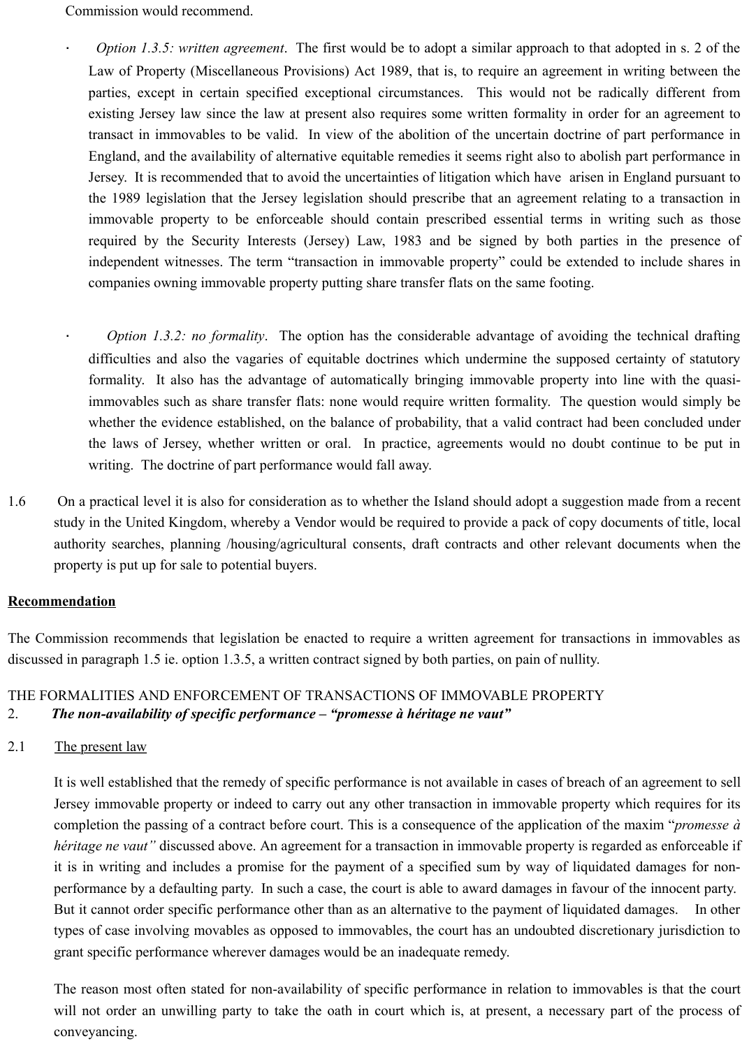Commission would recommend.

- *Option 1.3.5: written agreement*. The first would be to adopt a similar approach to that adopted in s. 2 of the Law of Property (Miscellaneous Provisions) Act 1989, that is, to require an agreement in writing between the parties, except in certain specified exceptional circumstances. This would not be radically different from existing Jersey law since the law at present also requires some written formality in order for an agreement to transact in immovables to be valid. In view of the abolition of the uncertain doctrine of part performance in England, and the availability of alternative equitable remedies it seems right also to abolish part performance in Jersey. It is recommended that to avoid the uncertainties of litigation which have arisen in England pursuant to the 1989 legislation that the Jersey legislation should prescribe that an agreement relating to a transaction in immovable property to be enforceable should contain prescribed essential terms in writing such as those required by the Security Interests (Jersey) Law, 1983 and be signed by both parties in the presence of independent witnesses. The term "transaction in immovable property" could be extended to include shares in companies owning immovable property putting share transfer flats on the same footing.

- *Option 1.3.2: no formality*. The option has the considerable advantage of avoiding the technical drafting difficulties and also the vagaries of equitable doctrines which undermine the supposed certainty of statutory formality. It also has the advantage of automatically bringing immovable property into line with the quasi-immovables such as share transfer flats: none would require written formality. The question would simply be whether the evidence established, on the balance of probability, that a valid contract had been concluded under the laws of Jersey, whether written or oral. In practice, agreements would no doubt continue to be put in writing. The doctrine of part performance would fall away.

1.6 On a practical level it is also for consideration as to whether the Island should adopt a suggestion made from a recent study in the United Kingdom, whereby a Vendor would be required to provide a pack of copy documents of title, local authority searches, planning /housing/agricultural consents, draft contracts and other relevant documents when the property is put up for sale to potential buyers.

**Recommendation**

The Commission recommends that legislation be enacted to require a written agreement for transactions in immovables as discussed in paragraph 1.5 ie. option 1.3.5, a written contract signed by both parties, on pain of nullity.

THE FORMALITIES AND ENFORCEMENT OF TRANSACTIONS OF IMMOVABLE PROPERTY

2. ***The non-availability of specific performance – "promesse à héritage ne vaut"***

2.1 The present law

It is well established that the remedy of specific performance is not available in cases of breach of an agreement to sell Jersey immovable property or indeed to carry out any other transaction in immovable property which requires for its completion the passing of a contract before court. This is a consequence of the application of the maxim "*promesse à héritage ne vaut"* discussed above. An agreement for a transaction in immovable property is regarded as enforceable if it is in writing and includes a promise for the payment of a specified sum by way of liquidated damages for non-performance by a defaulting party. In such a case, the court is able to award damages in favour of the innocent party. But it cannot order specific performance other than as an alternative to the payment of liquidated damages. In other types of case involving movables as opposed to immovables, the court has an undoubted discretionary jurisdiction to grant specific performance wherever damages would be an inadequate remedy.

The reason most often stated for non-availability of specific performance in relation to immovables is that the court will not order an unwilling party to take the oath in court which is, at present, a necessary part of the process of conveyancing.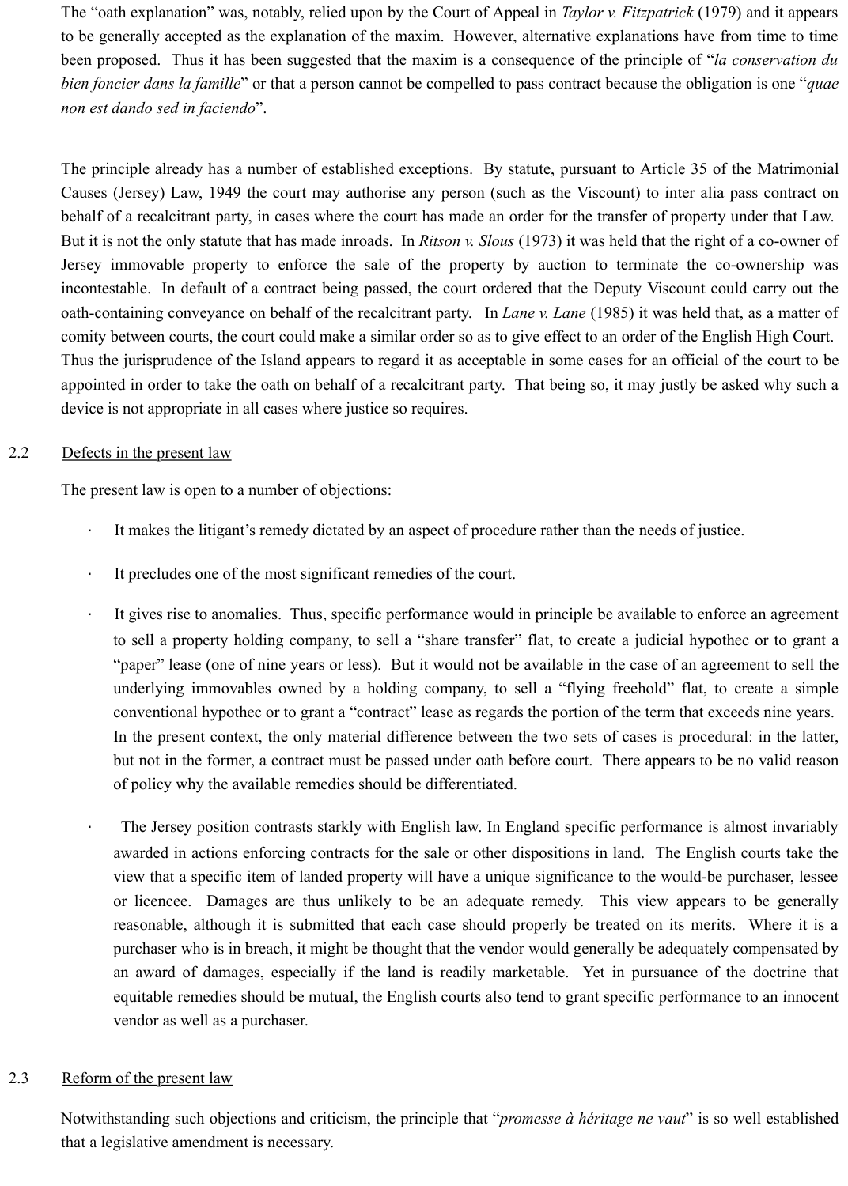The "oath explanation" was, notably, relied upon by the Court of Appeal in *Taylor v. Fitzpatrick* (1979) and it appears to be generally accepted as the explanation of the maxim. However, alternative explanations have from time to time been proposed. Thus it has been suggested that the maxim is a consequence of the principle of "*la conservation du bien foncier dans la famille*" or that a person cannot be compelled to pass contract because the obligation is one "*quae non est dando sed in faciendo*".

The principle already has a number of established exceptions. By statute, pursuant to Article 35 of the Matrimonial Causes (Jersey) Law, 1949 the court may authorise any person (such as the Viscount) to inter alia pass contract on behalf of a recalcitrant party, in cases where the court has made an order for the transfer of property under that Law. But it is not the only statute that has made inroads. In *Ritson v. Slous* (1973) it was held that the right of a co-owner of Jersey immovable property to enforce the sale of the property by auction to terminate the co-ownership was incontestable. In default of a contract being passed, the court ordered that the Deputy Viscount could carry out the oath-containing conveyance on behalf of the recalcitrant party. In *Lane v. Lane* (1985) it was held that, as a matter of comity between courts, the court could make a similar order so as to give effect to an order of the English High Court. Thus the jurisprudence of the Island appears to regard it as acceptable in some cases for an official of the court to be appointed in order to take the oath on behalf of a recalcitrant party. That being so, it may justly be asked why such a device is not appropriate in all cases where justice so requires.

## 2.2 Defects in the present law

The present law is open to a number of objections:

- It makes the litigant's remedy dictated by an aspect of procedure rather than the needs of justice.
- It precludes one of the most significant remedies of the court.
- It gives rise to anomalies. Thus, specific performance would in principle be available to enforce an agreement to sell a property holding company, to sell a "share transfer" flat, to create a judicial hypothec or to grant a "paper" lease (one of nine years or less). But it would not be available in the case of an agreement to sell the underlying immovables owned by a holding company, to sell a "flying freehold" flat, to create a simple conventional hypothec or to grant a "contract" lease as regards the portion of the term that exceeds nine years. In the present context, the only material difference between the two sets of cases is procedural: in the latter, but not in the former, a contract must be passed under oath before court. There appears to be no valid reason of policy why the available remedies should be differentiated.
- The Jersey position contrasts starkly with English law. In England specific performance is almost invariably awarded in actions enforcing contracts for the sale or other dispositions in land. The English courts take the view that a specific item of landed property will have a unique significance to the would-be purchaser, lessee or licencee. Damages are thus unlikely to be an adequate remedy. This view appears to be generally reasonable, although it is submitted that each case should properly be treated on its merits. Where it is a purchaser who is in breach, it might be thought that the vendor would generally be adequately compensated by an award of damages, especially if the land is readily marketable. Yet in pursuance of the doctrine that equitable remedies should be mutual, the English courts also tend to grant specific performance to an innocent vendor as well as a purchaser.

## 2.3 Reform of the present law

Notwithstanding such objections and criticism, the principle that "*promesse à héritage ne vaut*" is so well established that a legislative amendment is necessary.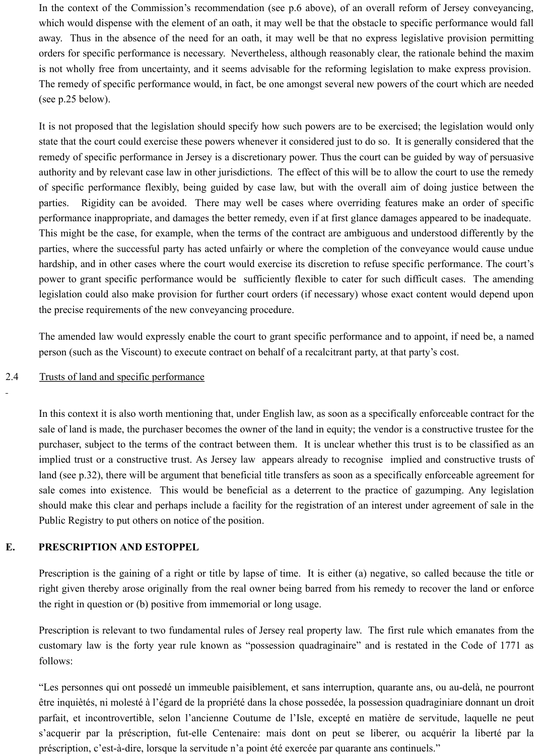In the context of the Commission's recommendation (see p.6 above), of an overall reform of Jersey conveyancing, which would dispense with the element of an oath, it may well be that the obstacle to specific performance would fall away. Thus in the absence of the need for an oath, it may well be that no express legislative provision permitting orders for specific performance is necessary. Nevertheless, although reasonably clear, the rationale behind the maxim is not wholly free from uncertainty, and it seems advisable for the reforming legislation to make express provision. The remedy of specific performance would, in fact, be one amongst several new powers of the court which are needed (see p.25 below).

It is not proposed that the legislation should specify how such powers are to be exercised; the legislation would only state that the court could exercise these powers whenever it considered just to do so. It is generally considered that the remedy of specific performance in Jersey is a discretionary power. Thus the court can be guided by way of persuasive authority and by relevant case law in other jurisdictions. The effect of this will be to allow the court to use the remedy of specific performance flexibly, being guided by case law, but with the overall aim of doing justice between the parties. Rigidity can be avoided. There may well be cases where overriding features make an order of specific performance inappropriate, and damages the better remedy, even if at first glance damages appeared to be inadequate. This might be the case, for example, when the terms of the contract are ambiguous and understood differently by the parties, where the successful party has acted unfairly or where the completion of the conveyance would cause undue hardship, and in other cases where the court would exercise its discretion to refuse specific performance. The court's power to grant specific performance would be sufficiently flexible to cater for such difficult cases. The amending legislation could also make provision for further court orders (if necessary) whose exact content would depend upon the precise requirements of the new conveyancing procedure.

The amended law would expressly enable the court to grant specific performance and to appoint, if need be, a named person (such as the Viscount) to execute contract on behalf of a recalcitrant party, at that party's cost.

2.4 Trusts of land and specific performance

In this context it is also worth mentioning that, under English law, as soon as a specifically enforceable contract for the sale of land is made, the purchaser becomes the owner of the land in equity; the vendor is a constructive trustee for the purchaser, subject to the terms of the contract between them. It is unclear whether this trust is to be classified as an implied trust or a constructive trust. As Jersey law appears already to recognise implied and constructive trusts of land (see p.32), there will be argument that beneficial title transfers as soon as a specifically enforceable agreement for sale comes into existence. This would be beneficial as a deterrent to the practice of gazumping. Any legislation should make this clear and perhaps include a facility for the registration of an interest under agreement of sale in the Public Registry to put others on notice of the position.

## E. PRESCRIPTION AND ESTOPPEL

Prescription is the gaining of a right or title by lapse of time. It is either (a) negative, so called because the title or right given thereby arose originally from the real owner being barred from his remedy to recover the land or enforce the right in question or (b) positive from immemorial or long usage.

Prescription is relevant to two fundamental rules of Jersey real property law. The first rule which emanates from the customary law is the forty year rule known as "possession quadraginaire" and is restated in the Code of 1771 as follows:

"Les personnes qui ont possedé un immeuble paisiblement, et sans interruption, quarante ans, ou au-delà, ne pourront être inquiètés, ni molesté à l'égard de la propriété dans la chose possedée, la possession quadraginiare donnant un droit parfait, et incontrovertible, selon l'ancienne Coutume de l'Isle, excepté en matière de servitude, laquelle ne peut s'acquerir par la préscription, fut-elle Centenaire: mais dont on peut se liberer, ou acquérir la liberté par la préscription, c'est-à-dire, lorsque la servitude n'a point été exercée par quarante ans continuels."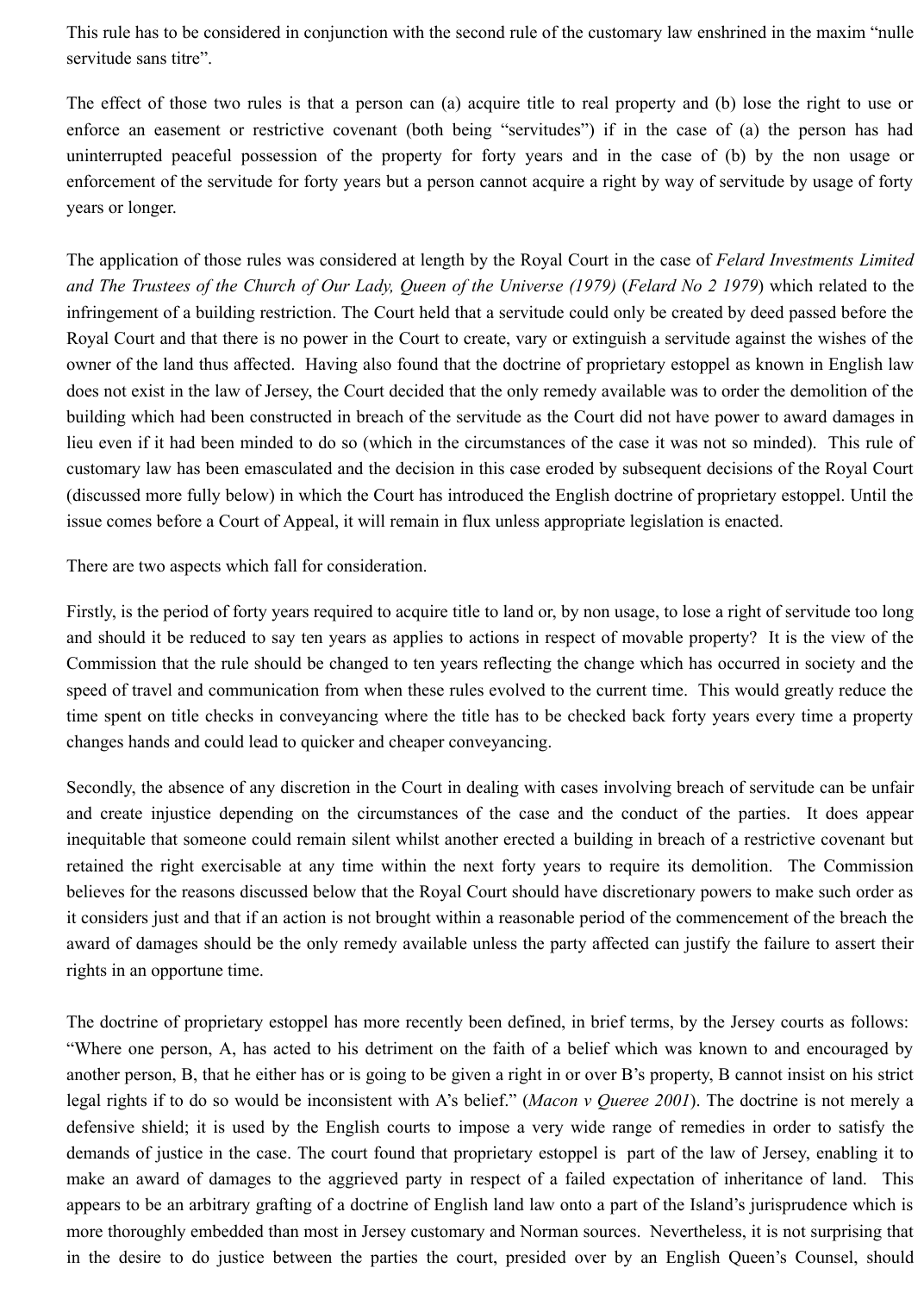This rule has to be considered in conjunction with the second rule of the customary law enshrined in the maxim "nulle servitude sans titre".

The effect of those two rules is that a person can (a) acquire title to real property and (b) lose the right to use or enforce an easement or restrictive covenant (both being "servitudes") if in the case of (a) the person has had uninterrupted peaceful possession of the property for forty years and in the case of (b) by the non usage or enforcement of the servitude for forty years but a person cannot acquire a right by way of servitude by usage of forty years or longer.

The application of those rules was considered at length by the Royal Court in the case of *Felard Investments Limited and The Trustees of the Church of Our Lady, Queen of the Universe (1979)* (*Felard No 2 1979*) which related to the infringement of a building restriction. The Court held that a servitude could only be created by deed passed before the Royal Court and that there is no power in the Court to create, vary or extinguish a servitude against the wishes of the owner of the land thus affected. Having also found that the doctrine of proprietary estoppel as known in English law does not exist in the law of Jersey, the Court decided that the only remedy available was to order the demolition of the building which had been constructed in breach of the servitude as the Court did not have power to award damages in lieu even if it had been minded to do so (which in the circumstances of the case it was not so minded). This rule of customary law has been emasculated and the decision in this case eroded by subsequent decisions of the Royal Court (discussed more fully below) in which the Court has introduced the English doctrine of proprietary estoppel. Until the issue comes before a Court of Appeal, it will remain in flux unless appropriate legislation is enacted.

There are two aspects which fall for consideration.

Firstly, is the period of forty years required to acquire title to land or, by non usage, to lose a right of servitude too long and should it be reduced to say ten years as applies to actions in respect of movable property? It is the view of the Commission that the rule should be changed to ten years reflecting the change which has occurred in society and the speed of travel and communication from when these rules evolved to the current time. This would greatly reduce the time spent on title checks in conveyancing where the title has to be checked back forty years every time a property changes hands and could lead to quicker and cheaper conveyancing.

Secondly, the absence of any discretion in the Court in dealing with cases involving breach of servitude can be unfair and create injustice depending on the circumstances of the case and the conduct of the parties. It does appear inequitable that someone could remain silent whilst another erected a building in breach of a restrictive covenant but retained the right exercisable at any time within the next forty years to require its demolition. The Commission believes for the reasons discussed below that the Royal Court should have discretionary powers to make such order as it considers just and that if an action is not brought within a reasonable period of the commencement of the breach the award of damages should be the only remedy available unless the party affected can justify the failure to assert their rights in an opportune time.

The doctrine of proprietary estoppel has more recently been defined, in brief terms, by the Jersey courts as follows: "Where one person, A, has acted to his detriment on the faith of a belief which was known to and encouraged by another person, B, that he either has or is going to be given a right in or over B's property, B cannot insist on his strict legal rights if to do so would be inconsistent with A's belief." (*Macon v Queree 2001*). The doctrine is not merely a defensive shield; it is used by the English courts to impose a very wide range of remedies in order to satisfy the demands of justice in the case. The court found that proprietary estoppel is part of the law of Jersey, enabling it to make an award of damages to the aggrieved party in respect of a failed expectation of inheritance of land. This appears to be an arbitrary grafting of a doctrine of English land law onto a part of the Island's jurisprudence which is more thoroughly embedded than most in Jersey customary and Norman sources. Nevertheless, it is not surprising that in the desire to do justice between the parties the court, presided over by an English Queen's Counsel, should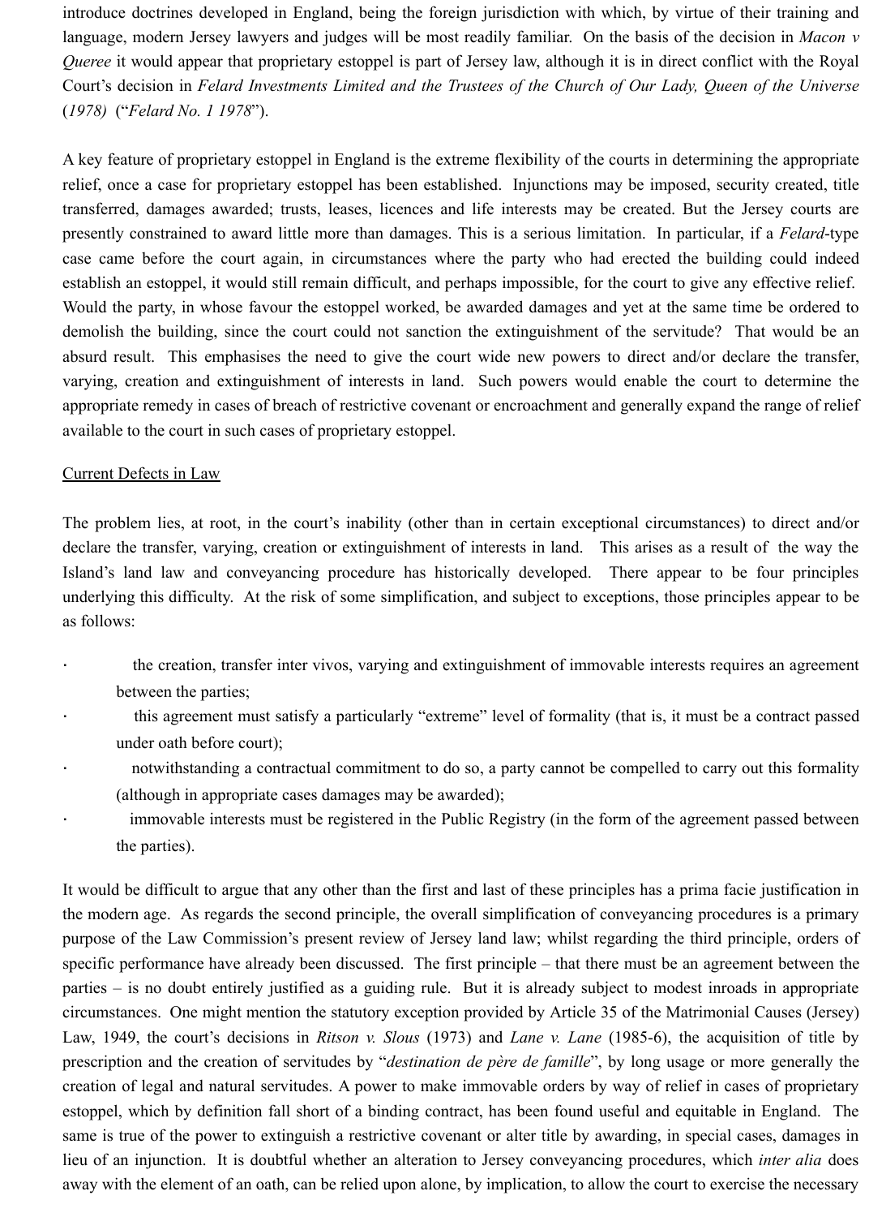introduce doctrines developed in England, being the foreign jurisdiction with which, by virtue of their training and language, modern Jersey lawyers and judges will be most readily familiar. On the basis of the decision in *Macon v Queree* it would appear that proprietary estoppel is part of Jersey law, although it is in direct conflict with the Royal Court's decision in *Felard Investments Limited and the Trustees of the Church of Our Lady, Queen of the Universe* (*1978*) ("*Felard No. 1 1978*").

A key feature of proprietary estoppel in England is the extreme flexibility of the courts in determining the appropriate relief, once a case for proprietary estoppel has been established. Injunctions may be imposed, security created, title transferred, damages awarded; trusts, leases, licences and life interests may be created. But the Jersey courts are presently constrained to award little more than damages. This is a serious limitation. In particular, if a *Felard*-type case came before the court again, in circumstances where the party who had erected the building could indeed establish an estoppel, it would still remain difficult, and perhaps impossible, for the court to give any effective relief. Would the party, in whose favour the estoppel worked, be awarded damages and yet at the same time be ordered to demolish the building, since the court could not sanction the extinguishment of the servitude? That would be an absurd result. This emphasises the need to give the court wide new powers to direct and/or declare the transfer, varying, creation and extinguishment of interests in land. Such powers would enable the court to determine the appropriate remedy in cases of breach of restrictive covenant or encroachment and generally expand the range of relief available to the court in such cases of proprietary estoppel.

Current Defects in Law

The problem lies, at root, in the court's inability (other than in certain exceptional circumstances) to direct and/or declare the transfer, varying, creation or extinguishment of interests in land. This arises as a result of the way the Island's land law and conveyancing procedure has historically developed. There appear to be four principles underlying this difficulty. At the risk of some simplification, and subject to exceptions, those principles appear to be as follows:

- the creation, transfer inter vivos, varying and extinguishment of immovable interests requires an agreement between the parties;
- this agreement must satisfy a particularly "extreme" level of formality (that is, it must be a contract passed under oath before court);
- notwithstanding a contractual commitment to do so, a party cannot be compelled to carry out this formality (although in appropriate cases damages may be awarded);
- immovable interests must be registered in the Public Registry (in the form of the agreement passed between the parties).

It would be difficult to argue that any other than the first and last of these principles has a prima facie justification in the modern age. As regards the second principle, the overall simplification of conveyancing procedures is a primary purpose of the Law Commission's present review of Jersey land law; whilst regarding the third principle, orders of specific performance have already been discussed. The first principle – that there must be an agreement between the parties – is no doubt entirely justified as a guiding rule. But it is already subject to modest inroads in appropriate circumstances. One might mention the statutory exception provided by Article 35 of the Matrimonial Causes (Jersey) Law, 1949, the court's decisions in *Ritson v. Slous* (1973) and *Lane v. Lane* (1985-6), the acquisition of title by prescription and the creation of servitudes by "*destination de père de famille*", by long usage or more generally the creation of legal and natural servitudes. A power to make immovable orders by way of relief in cases of proprietary estoppel, which by definition fall short of a binding contract, has been found useful and equitable in England. The same is true of the power to extinguish a restrictive covenant or alter title by awarding, in special cases, damages in lieu of an injunction. It is doubtful whether an alteration to Jersey conveyancing procedures, which *inter alia* does away with the element of an oath, can be relied upon alone, by implication, to allow the court to exercise the necessary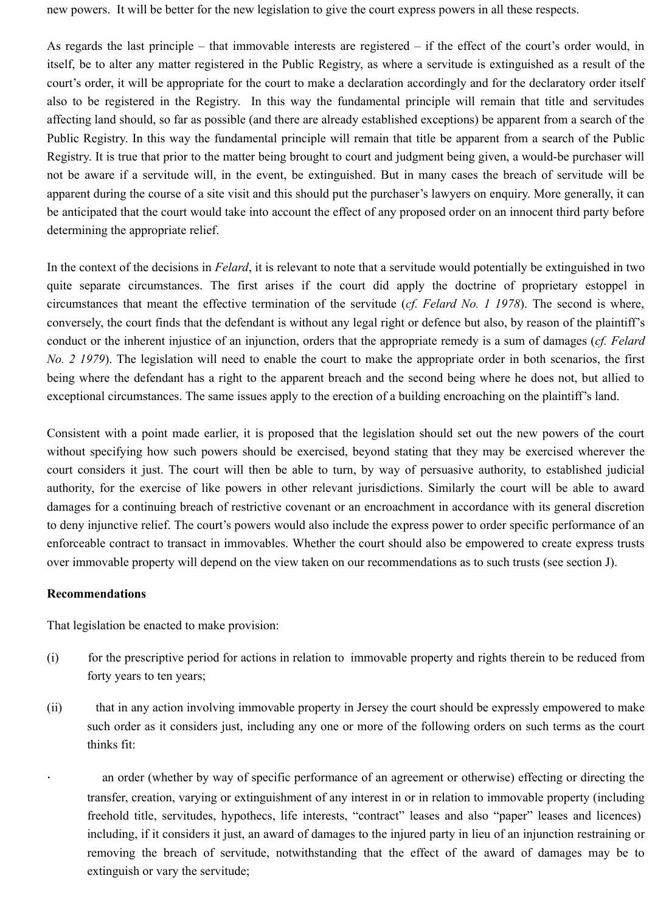new powers. It will be better for the new legislation to give the court express powers in all these respects.

As regards the last principle – that immovable interests are registered – if the effect of the court's order would, in itself, be to alter any matter registered in the Public Registry, as where a servitude is extinguished as a result of the court's order, it will be appropriate for the court to make a declaration accordingly and for the declaratory order itself also to be registered in the Registry. In this way the fundamental principle will remain that title and servitudes affecting land should, so far as possible (and there are already established exceptions) be apparent from a search of the Public Registry. In this way the fundamental principle will remain that title be apparent from a search of the Public Registry. It is true that prior to the matter being brought to court and judgment being given, a would-be purchaser will not be aware if a servitude will, in the event, be extinguished. But in many cases the breach of servitude will be apparent during the course of a site visit and this should put the purchaser's lawyers on enquiry. More generally, it can be anticipated that the court would take into account the effect of any proposed order on an innocent third party before determining the appropriate relief.

In the context of the decisions in *Felard*, it is relevant to note that a servitude would potentially be extinguished in two quite separate circumstances. The first arises if the court did apply the doctrine of proprietary estoppel in circumstances that meant the effective termination of the servitude (*cf. Felard No. 1 1978*). The second is where, conversely, the court finds that the defendant is without any legal right or defence but also, by reason of the plaintiff's conduct or the inherent injustice of an injunction, orders that the appropriate remedy is a sum of damages (*cf. Felard No. 2 1979*). The legislation will need to enable the court to make the appropriate order in both scenarios, the first being where the defendant has a right to the apparent breach and the second being where he does not, but allied to exceptional circumstances. The same issues apply to the erection of a building encroaching on the plaintiff's land.

Consistent with a point made earlier, it is proposed that the legislation should set out the new powers of the court without specifying how such powers should be exercised, beyond stating that they may be exercised wherever the court considers it just. The court will then be able to turn, by way of persuasive authority, to established judicial authority, for the exercise of like powers in other relevant jurisdictions. Similarly the court will be able to award damages for a continuing breach of restrictive covenant or an encroachment in accordance with its general discretion to deny injunctive relief. The court's powers would also include the express power to order specific performance of an enforceable contract to transact in immovables. Whether the court should also be empowered to create express trusts over immovable property will depend on the view taken on our recommendations as to such trusts (see section J).

**Recommendations**

That legislation be enacted to make provision:

(i) for the prescriptive period for actions in relation to immovable property and rights therein to be reduced from forty years to ten years;

(ii) that in any action involving immovable property in Jersey the court should be expressly empowered to make such order as it considers just, including any one or more of the following orders on such terms as the court thinks fit:

- an order (whether by way of specific performance of an agreement or otherwise) effecting or directing the transfer, creation, varying or extinguishment of any interest in or in relation to immovable property (including freehold title, servitudes, hypothecs, life interests, "contract" leases and also "paper" leases and licences) including, if it considers it just, an award of damages to the injured party in lieu of an injunction restraining or removing the breach of servitude, notwithstanding that the effect of the award of damages may be to extinguish or vary the servitude;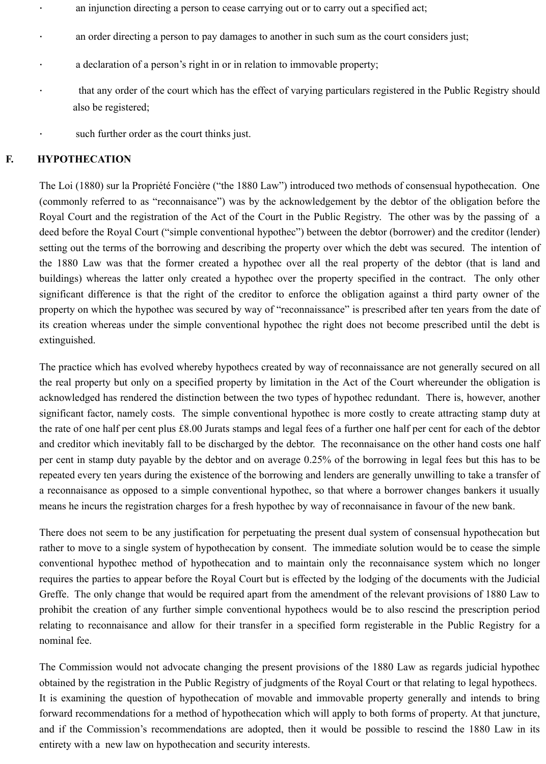- an injunction directing a person to cease carrying out or to carry out a specified act;
- an order directing a person to pay damages to another in such sum as the court considers just;
- a declaration of a person's right in or in relation to immovable property;
- that any order of the court which has the effect of varying particulars registered in the Public Registry should also be registered;
- such further order as the court thinks just.

## F. HYPOTHECATION

The Loi (1880) sur la Propriété Foncière ("the 1880 Law") introduced two methods of consensual hypothecation. One (commonly referred to as "reconnaisance") was by the acknowledgement by the debtor of the obligation before the Royal Court and the registration of the Act of the Court in the Public Registry. The other was by the passing of a deed before the Royal Court ("simple conventional hypothec") between the debtor (borrower) and the creditor (lender) setting out the terms of the borrowing and describing the property over which the debt was secured. The intention of the 1880 Law was that the former created a hypothec over all the real property of the debtor (that is land and buildings) whereas the latter only created a hypothec over the property specified in the contract. The only other significant difference is that the right of the creditor to enforce the obligation against a third party owner of the property on which the hypothec was secured by way of "reconnaissance" is prescribed after ten years from the date of its creation whereas under the simple conventional hypothec the right does not become prescribed until the debt is extinguished.

The practice which has evolved whereby hypothecs created by way of reconnaissance are not generally secured on all the real property but only on a specified property by limitation in the Act of the Court whereunder the obligation is acknowledged has rendered the distinction between the two types of hypothec redundant. There is, however, another significant factor, namely costs. The simple conventional hypothec is more costly to create attracting stamp duty at the rate of one half per cent plus £8.00 Jurats stamps and legal fees of a further one half per cent for each of the debtor and creditor which inevitably fall to be discharged by the debtor. The reconnaisance on the other hand costs one half per cent in stamp duty payable by the debtor and on average 0.25% of the borrowing in legal fees but this has to be repeated every ten years during the existence of the borrowing and lenders are generally unwilling to take a transfer of a reconnaisance as opposed to a simple conventional hypothec, so that where a borrower changes bankers it usually means he incurs the registration charges for a fresh hypothec by way of reconnaisance in favour of the new bank.

There does not seem to be any justification for perpetuating the present dual system of consensual hypothecation but rather to move to a single system of hypothecation by consent. The immediate solution would be to cease the simple conventional hypothec method of hypothecation and to maintain only the reconnaisance system which no longer requires the parties to appear before the Royal Court but is effected by the lodging of the documents with the Judicial Greffe. The only change that would be required apart from the amendment of the relevant provisions of 1880 Law to prohibit the creation of any further simple conventional hypothecs would be to also rescind the prescription period relating to reconnaisance and allow for their transfer in a specified form registerable in the Public Registry for a nominal fee.

The Commission would not advocate changing the present provisions of the 1880 Law as regards judicial hypothec obtained by the registration in the Public Registry of judgments of the Royal Court or that relating to legal hypothecs. It is examining the question of hypothecation of movable and immovable property generally and intends to bring forward recommendations for a method of hypothecation which will apply to both forms of property. At that juncture, and if the Commission's recommendations are adopted, then it would be possible to rescind the 1880 Law in its entirety with a new law on hypothecation and security interests.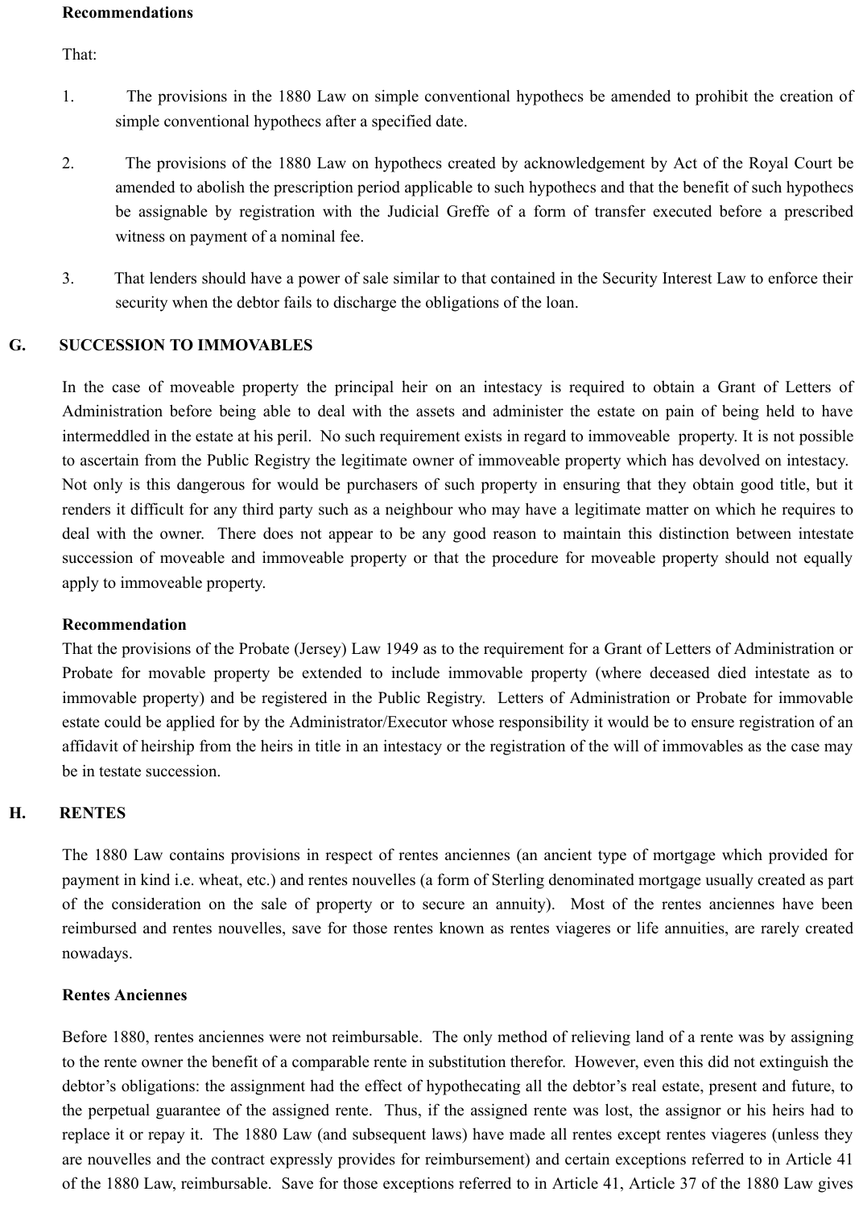**Recommendations**

That:

1. The provisions in the 1880 Law on simple conventional hypothecs be amended to prohibit the creation of simple conventional hypothecs after a specified date.

2. The provisions of the 1880 Law on hypothecs created by acknowledgement by Act of the Royal Court be amended to abolish the prescription period applicable to such hypothecs and that the benefit of such hypothecs be assignable by registration with the Judicial Greffe of a form of transfer executed before a prescribed witness on payment of a nominal fee.

3. That lenders should have a power of sale similar to that contained in the Security Interest Law to enforce their security when the debtor fails to discharge the obligations of the loan.

## G. SUCCESSION TO IMMOVABLES

In the case of moveable property the principal heir on an intestacy is required to obtain a Grant of Letters of Administration before being able to deal with the assets and administer the estate on pain of being held to have intermeddled in the estate at his peril. No such requirement exists in regard to immoveable property. It is not possible to ascertain from the Public Registry the legitimate owner of immoveable property which has devolved on intestacy. Not only is this dangerous for would be purchasers of such property in ensuring that they obtain good title, but it renders it difficult for any third party such as a neighbour who may have a legitimate matter on which he requires to deal with the owner. There does not appear to be any good reason to maintain this distinction between intestate succession of moveable and immoveable property or that the procedure for moveable property should not equally apply to immoveable property.

**Recommendation**

That the provisions of the Probate (Jersey) Law 1949 as to the requirement for a Grant of Letters of Administration or Probate for movable property be extended to include immovable property (where deceased died intestate as to immovable property) and be registered in the Public Registry. Letters of Administration or Probate for immovable estate could be applied for by the Administrator/Executor whose responsibility it would be to ensure registration of an affidavit of heirship from the heirs in title in an intestacy or the registration of the will of immovables as the case may be in testate succession.

## H. RENTES

The 1880 Law contains provisions in respect of rentes anciennes (an ancient type of mortgage which provided for payment in kind i.e. wheat, etc.) and rentes nouvelles (a form of Sterling denominated mortgage usually created as part of the consideration on the sale of property or to secure an annuity). Most of the rentes anciennes have been reimbursed and rentes nouvelles, save for those rentes known as rentes viageres or life annuities, are rarely created nowadays.

**Rentes Anciennes**

Before 1880, rentes anciennes were not reimbursable. The only method of relieving land of a rente was by assigning to the rente owner the benefit of a comparable rente in substitution therefor. However, even this did not extinguish the debtor's obligations: the assignment had the effect of hypothecating all the debtor's real estate, present and future, to the perpetual guarantee of the assigned rente. Thus, if the assigned rente was lost, the assignor or his heirs had to replace it or repay it. The 1880 Law (and subsequent laws) have made all rentes except rentes viageres (unless they are nouvelles and the contract expressly provides for reimbursement) and certain exceptions referred to in Article 41 of the 1880 Law, reimbursable. Save for those exceptions referred to in Article 41, Article 37 of the 1880 Law gives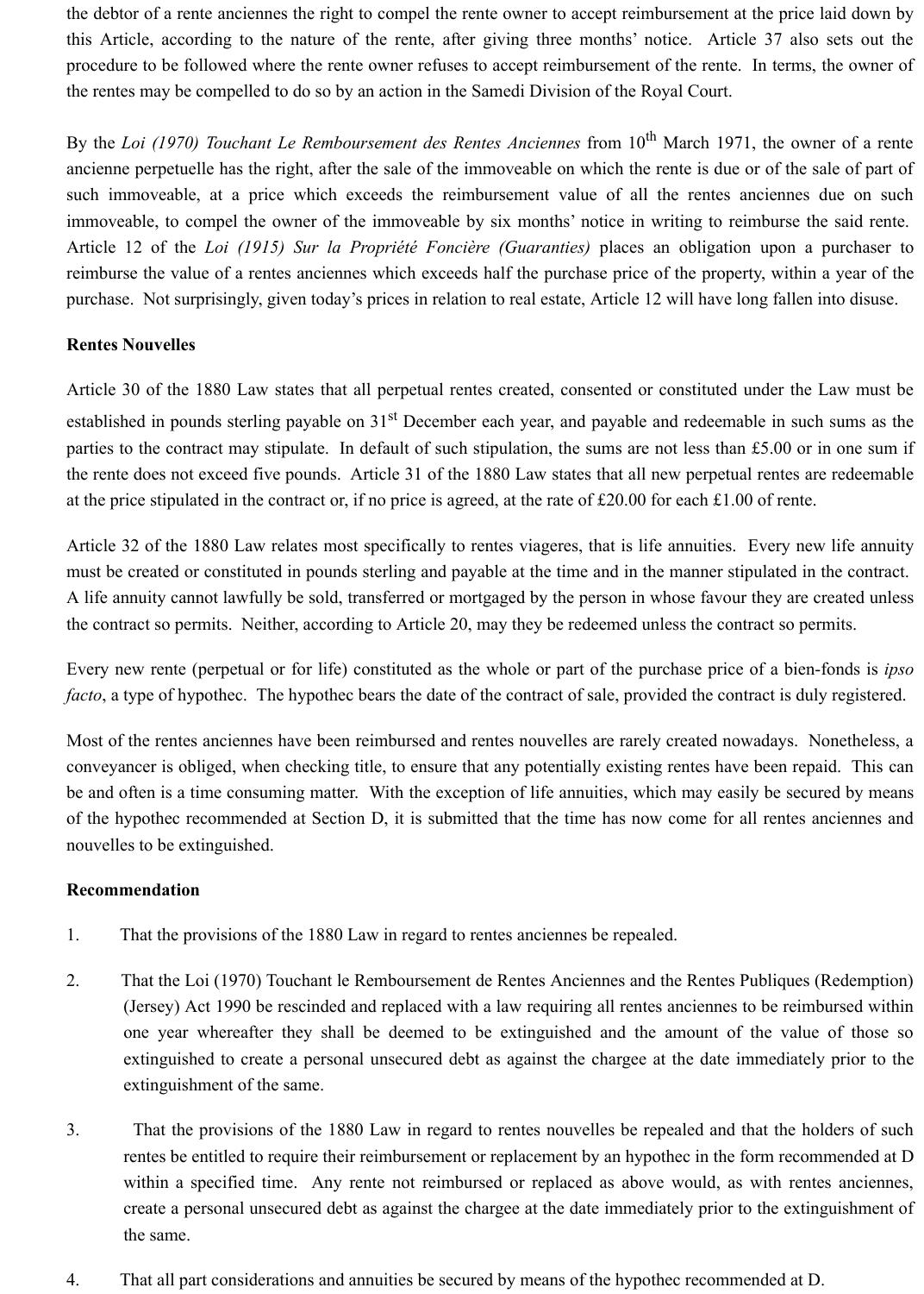the debtor of a rente anciennes the right to compel the rente owner to accept reimbursement at the price laid down by this Article, according to the nature of the rente, after giving three months' notice. Article 37 also sets out the procedure to be followed where the rente owner refuses to accept reimbursement of the rente. In terms, the owner of the rentes may be compelled to do so by an action in the Samedi Division of the Royal Court.

By the *Loi (1970) Touchant Le Remboursement des Rentes Anciennes* from 10th March 1971, the owner of a rente ancienne perpetuelle has the right, after the sale of the immoveable on which the rente is due or of the sale of part of such immoveable, at a price which exceeds the reimbursement value of all the rentes anciennes due on such immoveable, to compel the owner of the immoveable by six months' notice in writing to reimburse the said rente. Article 12 of the *Loi (1915) Sur la Propriété Foncière (Guaranties)* places an obligation upon a purchaser to reimburse the value of a rentes anciennes which exceeds half the purchase price of the property, within a year of the purchase. Not surprisingly, given today's prices in relation to real estate, Article 12 will have long fallen into disuse.

**Rentes Nouvelles**

Article 30 of the 1880 Law states that all perpetual rentes created, consented or constituted under the Law must be established in pounds sterling payable on 31st December each year, and payable and redeemable in such sums as the parties to the contract may stipulate. In default of such stipulation, the sums are not less than £5.00 or in one sum if the rente does not exceed five pounds. Article 31 of the 1880 Law states that all new perpetual rentes are redeemable at the price stipulated in the contract or, if no price is agreed, at the rate of £20.00 for each £1.00 of rente.

Article 32 of the 1880 Law relates most specifically to rentes viageres, that is life annuities. Every new life annuity must be created or constituted in pounds sterling and payable at the time and in the manner stipulated in the contract. A life annuity cannot lawfully be sold, transferred or mortgaged by the person in whose favour they are created unless the contract so permits. Neither, according to Article 20, may they be redeemed unless the contract so permits.

Every new rente (perpetual or for life) constituted as the whole or part of the purchase price of a bien-fonds is *ipso facto*, a type of hypothec. The hypothec bears the date of the contract of sale, provided the contract is duly registered.

Most of the rentes anciennes have been reimbursed and rentes nouvelles are rarely created nowadays. Nonetheless, a conveyancer is obliged, when checking title, to ensure that any potentially existing rentes have been repaid. This can be and often is a time consuming matter. With the exception of life annuities, which may easily be secured by means of the hypothec recommended at Section D, it is submitted that the time has now come for all rentes anciennes and nouvelles to be extinguished.

**Recommendation**

1. That the provisions of the 1880 Law in regard to rentes anciennes be repealed.

2. That the Loi (1970) Touchant le Remboursement de Rentes Anciennes and the Rentes Publiques (Redemption) (Jersey) Act 1990 be rescinded and replaced with a law requiring all rentes anciennes to be reimbursed within one year whereafter they shall be deemed to be extinguished and the amount of the value of those so extinguished to create a personal unsecured debt as against the chargee at the date immediately prior to the extinguishment of the same.

3. That the provisions of the 1880 Law in regard to rentes nouvelles be repealed and that the holders of such rentes be entitled to require their reimbursement or replacement by an hypothec in the form recommended at D within a specified time. Any rente not reimbursed or replaced as above would, as with rentes anciennes, create a personal unsecured debt as against the chargee at the date immediately prior to the extinguishment of the same.

4. That all part considerations and annuities be secured by means of the hypothec recommended at D.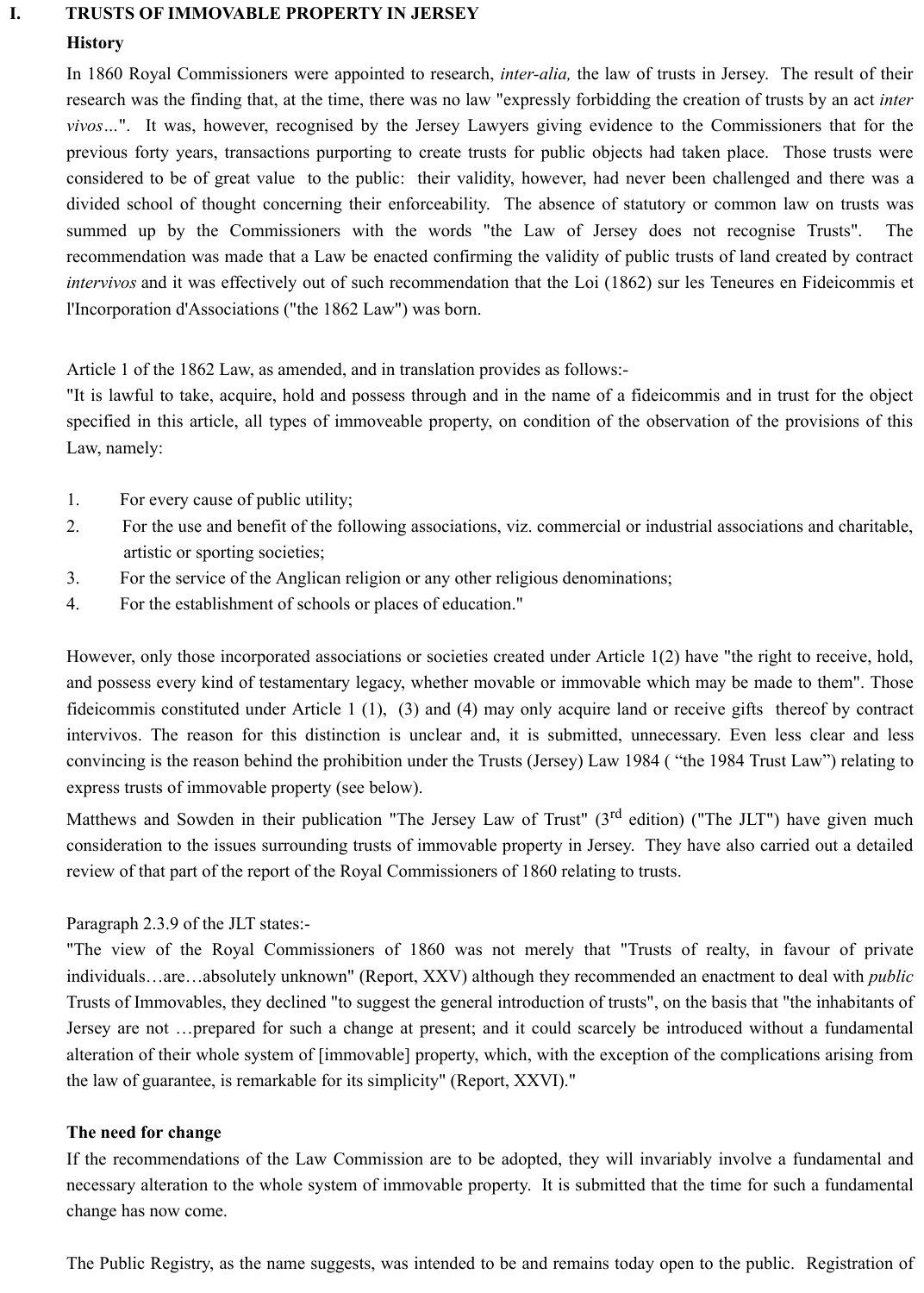## I. TRUSTS OF IMMOVABLE PROPERTY IN JERSEY

### History

In 1860 Royal Commissioners were appointed to research, *inter-alia,* the law of trusts in Jersey. The result of their research was the finding that, at the time, there was no law "expressly forbidding the creation of trusts by an act *inter vivos*...". It was, however, recognised by the Jersey Lawyers giving evidence to the Commissioners that for the previous forty years, transactions purporting to create trusts for public objects had taken place. Those trusts were considered to be of great value to the public: their validity, however, had never been challenged and there was a divided school of thought concerning their enforceability. The absence of statutory or common law on trusts was summed up by the Commissioners with the words "the Law of Jersey does not recognise Trusts". The recommendation was made that a Law be enacted confirming the validity of public trusts of land created by contract *intervivos* and it was effectively out of such recommendation that the Loi (1862) sur les Teneures en Fideicommis et l'Incorporation d'Associations ("the 1862 Law") was born.

Article 1 of the 1862 Law, as amended, and in translation provides as follows:-

"It is lawful to take, acquire, hold and possess through and in the name of a fideicommis and in trust for the object specified in this article, all types of immoveable property, on condition of the observation of the provisions of this Law, namely:

1. For every cause of public utility;
2. For the use and benefit of the following associations, viz. commercial or industrial associations and charitable, artistic or sporting societies;
3. For the service of the Anglican religion or any other religious denominations;
4. For the establishment of schools or places of education."

However, only those incorporated associations or societies created under Article 1(2) have "the right to receive, hold, and possess every kind of testamentary legacy, whether movable or immovable which may be made to them". Those fideicommis constituted under Article 1 (1), (3) and (4) may only acquire land or receive gifts thereof by contract intervivos. The reason for this distinction is unclear and, it is submitted, unnecessary. Even less clear and less convincing is the reason behind the prohibition under the Trusts (Jersey) Law 1984 ( "the 1984 Trust Law") relating to express trusts of immovable property (see below).

Matthews and Sowden in their publication "The Jersey Law of Trust" (3rd edition) ("The JLT") have given much consideration to the issues surrounding trusts of immovable property in Jersey. They have also carried out a detailed review of that part of the report of the Royal Commissioners of 1860 relating to trusts.

Paragraph 2.3.9 of the JLT states:-

"The view of the Royal Commissioners of 1860 was not merely that "Trusts of realty, in favour of private individuals…are…absolutely unknown" (Report, XXV) although they recommended an enactment to deal with *public* Trusts of Immovables, they declined "to suggest the general introduction of trusts", on the basis that "the inhabitants of Jersey are not …prepared for such a change at present; and it could scarcely be introduced without a fundamental alteration of their whole system of [immovable] property, which, with the exception of the complications arising from the law of guarantee, is remarkable for its simplicity" (Report, XXVI)."

### The need for change

If the recommendations of the Law Commission are to be adopted, they will invariably involve a fundamental and necessary alteration to the whole system of immovable property. It is submitted that the time for such a fundamental change has now come.

The Public Registry, as the name suggests, was intended to be and remains today open to the public. Registration of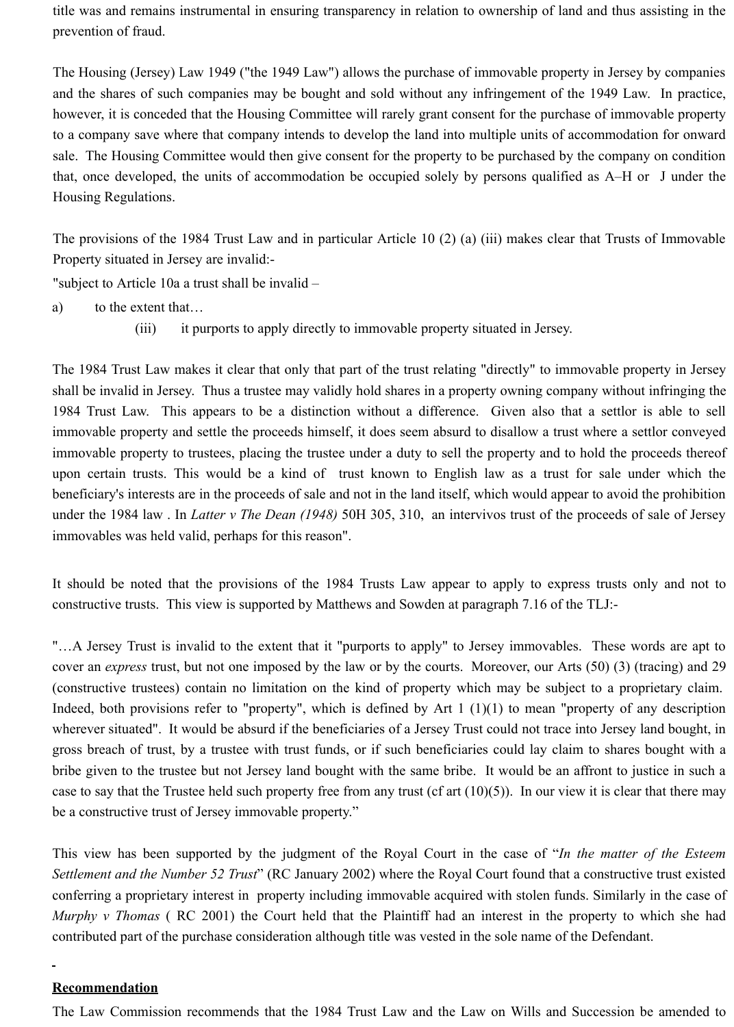title was and remains instrumental in ensuring transparency in relation to ownership of land and thus assisting in the prevention of fraud.

The Housing (Jersey) Law 1949 ("the 1949 Law") allows the purchase of immovable property in Jersey by companies and the shares of such companies may be bought and sold without any infringement of the 1949 Law. In practice, however, it is conceded that the Housing Committee will rarely grant consent for the purchase of immovable property to a company save where that company intends to develop the land into multiple units of accommodation for onward sale. The Housing Committee would then give consent for the property to be purchased by the company on condition that, once developed, the units of accommodation be occupied solely by persons qualified as A–H or J under the Housing Regulations.

The provisions of the 1984 Trust Law and in particular Article 10 (2) (a) (iii) makes clear that Trusts of Immovable Property situated in Jersey are invalid:-

"subject to Article 10a a trust shall be invalid –

a) to the extent that…

(iii) it purports to apply directly to immovable property situated in Jersey.

The 1984 Trust Law makes it clear that only that part of the trust relating "directly" to immovable property in Jersey shall be invalid in Jersey. Thus a trustee may validly hold shares in a property owning company without infringing the 1984 Trust Law. This appears to be a distinction without a difference. Given also that a settlor is able to sell immovable property and settle the proceeds himself, it does seem absurd to disallow a trust where a settlor conveyed immovable property to trustees, placing the trustee under a duty to sell the property and to hold the proceeds thereof upon certain trusts. This would be a kind of trust known to English law as a trust for sale under which the beneficiary's interests are in the proceeds of sale and not in the land itself, which would appear to avoid the prohibition under the 1984 law . In *Latter v The Dean (1948)* 50H 305, 310, an intervivos trust of the proceeds of sale of Jersey immovables was held valid, perhaps for this reason".

It should be noted that the provisions of the 1984 Trusts Law appear to apply to express trusts only and not to constructive trusts. This view is supported by Matthews and Sowden at paragraph 7.16 of the TLJ:-

"…A Jersey Trust is invalid to the extent that it "purports to apply" to Jersey immovables. These words are apt to cover an *express* trust, but not one imposed by the law or by the courts. Moreover, our Arts (50) (3) (tracing) and 29 (constructive trustees) contain no limitation on the kind of property which may be subject to a proprietary claim. Indeed, both provisions refer to "property", which is defined by Art 1 (1)(1) to mean "property of any description wherever situated". It would be absurd if the beneficiaries of a Jersey Trust could not trace into Jersey land bought, in gross breach of trust, by a trustee with trust funds, or if such beneficiaries could lay claim to shares bought with a bribe given to the trustee but not Jersey land bought with the same bribe. It would be an affront to justice in such a case to say that the Trustee held such property free from any trust (cf art (10)(5)). In our view it is clear that there may be a constructive trust of Jersey immovable property."

This view has been supported by the judgment of the Royal Court in the case of "*In the matter of the Esteem Settlement and the Number 52 Trust*" (RC January 2002) where the Royal Court found that a constructive trust existed conferring a proprietary interest in property including immovable acquired with stolen funds. Similarly in the case of *Murphy v Thomas* ( RC 2001) the Court held that the Plaintiff had an interest in the property to which she had contributed part of the purchase consideration although title was vested in the sole name of the Defendant.

**Recommendation**

The Law Commission recommends that the 1984 Trust Law and the Law on Wills and Succession be amended to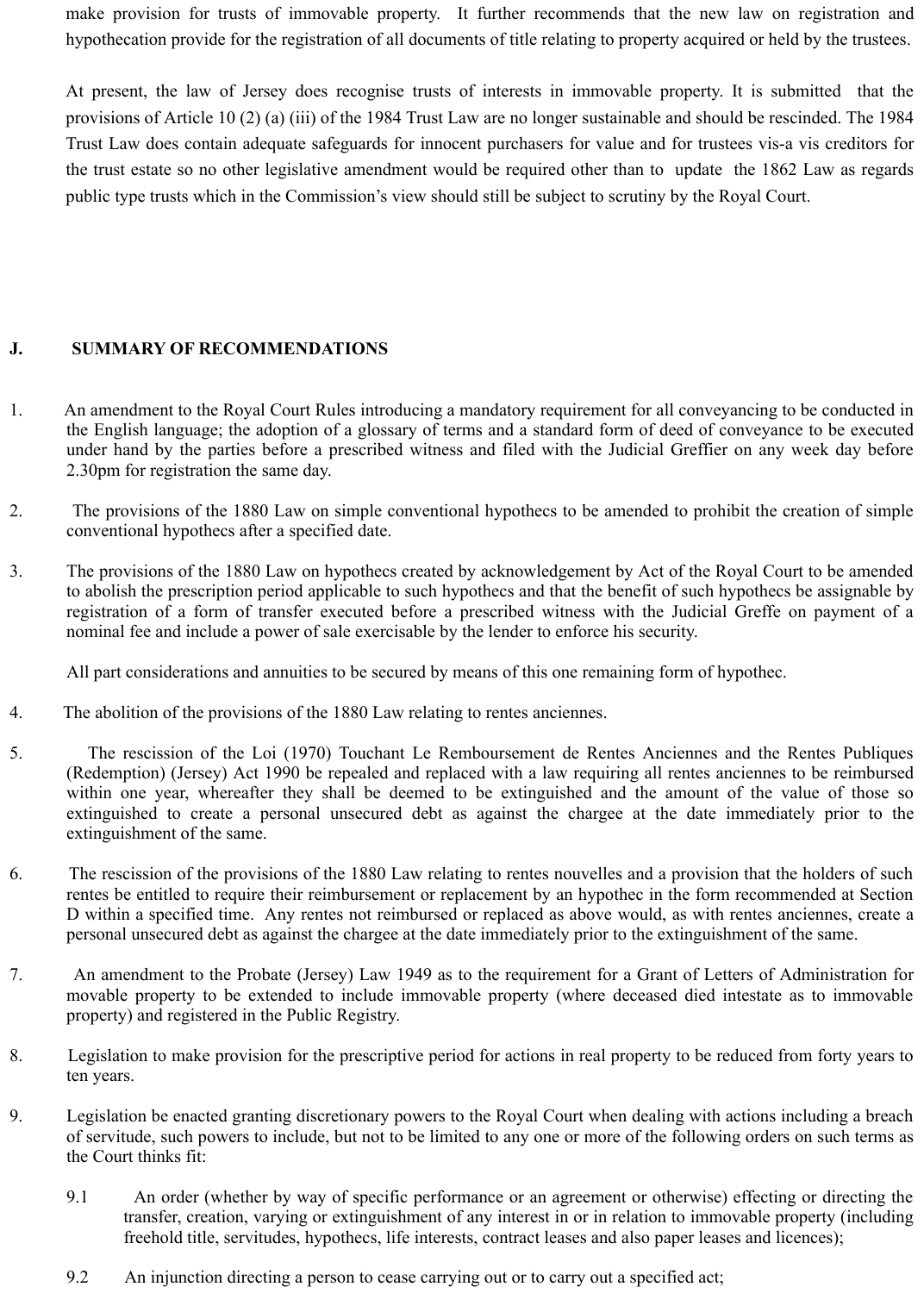make provision for trusts of immovable property. It further recommends that the new law on registration and hypothecation provide for the registration of all documents of title relating to property acquired or held by the trustees.

At present, the law of Jersey does recognise trusts of interests in immovable property. It is submitted that the provisions of Article 10 (2) (a) (iii) of the 1984 Trust Law are no longer sustainable and should be rescinded. The 1984 Trust Law does contain adequate safeguards for innocent purchasers for value and for trustees vis-a vis creditors for the trust estate so no other legislative amendment would be required other than to update the 1862 Law as regards public type trusts which in the Commission's view should still be subject to scrutiny by the Royal Court.

## J. SUMMARY OF RECOMMENDATIONS

1. An amendment to the Royal Court Rules introducing a mandatory requirement for all conveyancing to be conducted in the English language; the adoption of a glossary of terms and a standard form of deed of conveyance to be executed under hand by the parties before a prescribed witness and filed with the Judicial Greffier on any week day before 2.30pm for registration the same day.

2. The provisions of the 1880 Law on simple conventional hypothecs to be amended to prohibit the creation of simple conventional hypothecs after a specified date.

3. The provisions of the 1880 Law on hypothecs created by acknowledgement by Act of the Royal Court to be amended to abolish the prescription period applicable to such hypothecs and that the benefit of such hypothecs be assignable by registration of a form of transfer executed before a prescribed witness with the Judicial Greffe on payment of a nominal fee and include a power of sale exercisable by the lender to enforce his security.

   All part considerations and annuities to be secured by means of this one remaining form of hypothec.

4. The abolition of the provisions of the 1880 Law relating to rentes anciennes.

5. The rescission of the Loi (1970) Touchant Le Remboursement de Rentes Anciennes and the Rentes Publiques (Redemption) (Jersey) Act 1990 be repealed and replaced with a law requiring all rentes anciennes to be reimbursed within one year, whereafter they shall be deemed to be extinguished and the amount of the value of those so extinguished to create a personal unsecured debt as against the chargee at the date immediately prior to the extinguishment of the same.

6. The rescission of the provisions of the 1880 Law relating to rentes nouvelles and a provision that the holders of such rentes be entitled to require their reimbursement or replacement by an hypothec in the form recommended at Section D within a specified time. Any rentes not reimbursed or replaced as above would, as with rentes anciennes, create a personal unsecured debt as against the chargee at the date immediately prior to the extinguishment of the same.

7. An amendment to the Probate (Jersey) Law 1949 as to the requirement for a Grant of Letters of Administration for movable property to be extended to include immovable property (where deceased died intestate as to immovable property) and registered in the Public Registry.

8. Legislation to make provision for the prescriptive period for actions in real property to be reduced from forty years to ten years.

9. Legislation be enacted granting discretionary powers to the Royal Court when dealing with actions including a breach of servitude, such powers to include, but not to be limited to any one or more of the following orders on such terms as the Court thinks fit:

   9.1 An order (whether by way of specific performance or an agreement or otherwise) effecting or directing the transfer, creation, varying or extinguishment of any interest in or in relation to immovable property (including freehold title, servitudes, hypothecs, life interests, contract leases and also paper leases and licences);

   9.2 An injunction directing a person to cease carrying out or to carry out a specified act;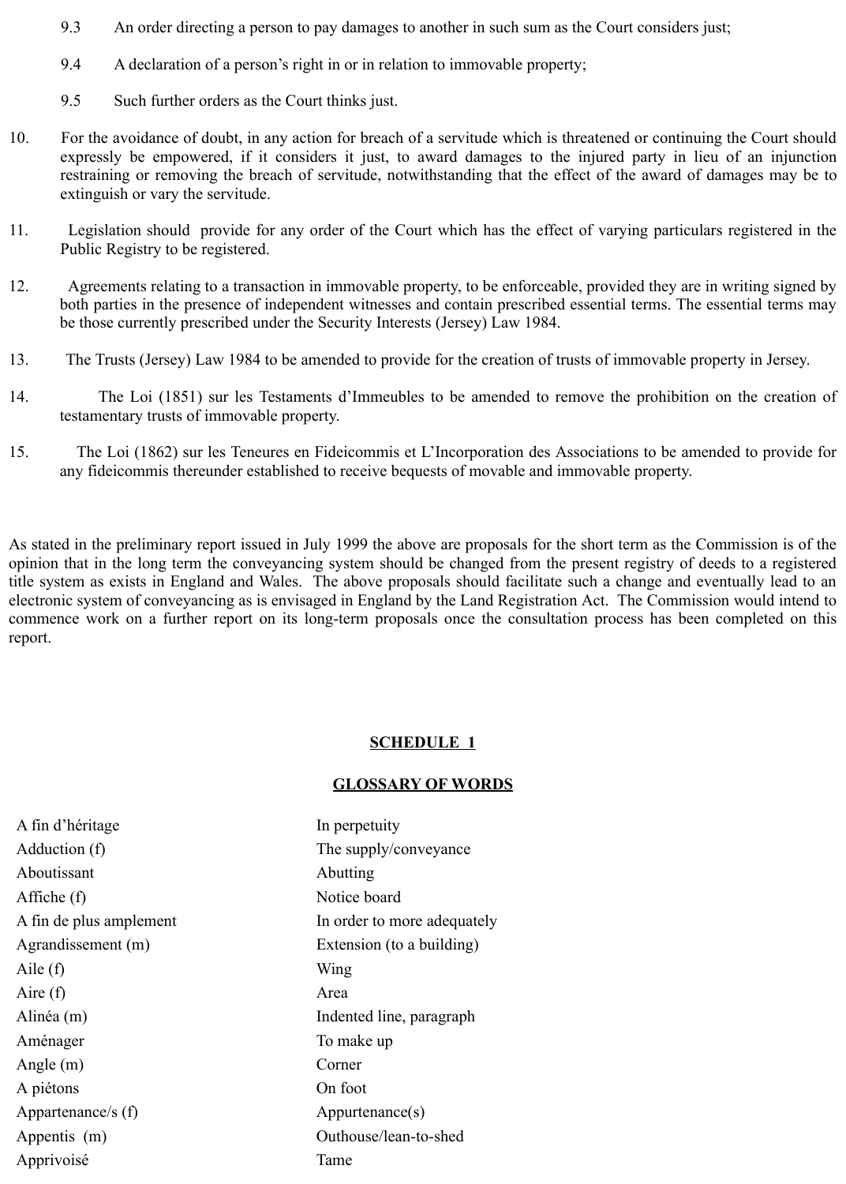9.3 An order directing a person to pay damages to another in such sum as the Court considers just;

9.4 A declaration of a person's right in or in relation to immovable property;

9.5 Such further orders as the Court thinks just.

10. For the avoidance of doubt, in any action for breach of a servitude which is threatened or continuing the Court should expressly be empowered, if it considers it just, to award damages to the injured party in lieu of an injunction restraining or removing the breach of servitude, notwithstanding that the effect of the award of damages may be to extinguish or vary the servitude.

11. Legislation should provide for any order of the Court which has the effect of varying particulars registered in the Public Registry to be registered.

12. Agreements relating to a transaction in immovable property, to be enforceable, provided they are in writing signed by both parties in the presence of independent witnesses and contain prescribed essential terms. The essential terms may be those currently prescribed under the Security Interests (Jersey) Law 1984.

13. The Trusts (Jersey) Law 1984 to be amended to provide for the creation of trusts of immovable property in Jersey.

14. The Loi (1851) sur les Testaments d'Immeubles to be amended to remove the prohibition on the creation of testamentary trusts of immovable property.

15. The Loi (1862) sur les Teneures en Fideicommis et L'Incorporation des Associations to be amended to provide for any fideicommis thereunder established to receive bequests of movable and immovable property.

As stated in the preliminary report issued in July 1999 the above are proposals for the short term as the Commission is of the opinion that in the long term the conveyancing system should be changed from the present registry of deeds to a registered title system as exists in England and Wales. The above proposals should facilitate such a change and eventually lead to an electronic system of conveyancing as is envisaged in England by the Land Registration Act. The Commission would intend to commence work on a further report on its long-term proposals once the consultation process has been completed on this report.

## SCHEDULE 1

### GLOSSARY OF WORDS

| | |
|---|---|
| A fin d'héritage | In perpetuity |
| Adduction (f) | The supply/conveyance |
| Aboutissant | Abutting |
| Affiche (f) | Notice board |
| A fin de plus amplement | In order to more adequately |
| Agrandissement (m) | Extension (to a building) |
| Aile (f) | Wing |
| Aire (f) | Area |
| Alinéa (m) | Indented line, paragraph |
| Aménager | To make up |
| Angle (m) | Corner |
| A piétons | On foot |
| Appartenance/s (f) | Appurtenance(s) |
| Appentis (m) | Outhouse/lean-to-shed |
| Apprivoisé | Tame |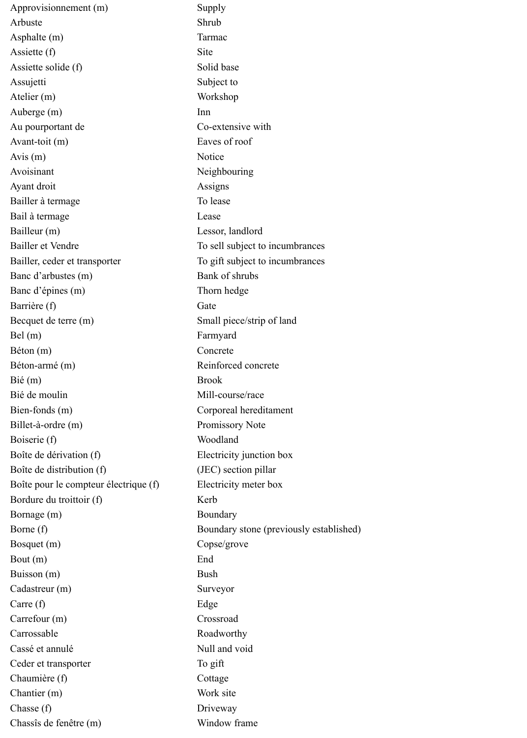| | |
|---|---|
| Approvisionnement (m) | Supply |
| Arbuste | Shrub |
| Asphalte (m) | Tarmac |
| Assiette (f) | Site |
| Assiette solide (f) | Solid base |
| Assujetti | Subject to |
| Atelier (m) | Workshop |
| Auberge (m) | Inn |
| Au pourportant de | Co-extensive with |
| Avant-toit (m) | Eaves of roof |
| Avis (m) | Notice |
| Avoisinant | Neighbouring |
| Ayant droit | Assigns |
| Bailler à termage | To lease |
| Bail à termage | Lease |
| Bailleur (m) | Lessor, landlord |
| Bailler et Vendre | To sell subject to incumbrances |
| Bailler, ceder et transporter | To gift subject to incumbrances |
| Banc d'arbustes (m) | Bank of shrubs |
| Banc d'épines (m) | Thorn hedge |
| Barrière (f) | Gate |
| Becquet de terre (m) | Small piece/strip of land |
| Bel (m) | Farmyard |
| Béton (m) | Concrete |
| Béton-armé (m) | Reinforced concrete |
| Bié (m) | Brook |
| Bié de moulin | Mill-course/race |
| Bien-fonds (m) | Corporeal hereditament |
| Billet-à-ordre (m) | Promissory Note |
| Boiserie (f) | Woodland |
| Boîte de dérivation (f) | Electricity junction box |
| Boîte de distribution (f) | (JEC) section pillar |
| Boîte pour le compteur électrique (f) | Electricity meter box |
| Bordure du troittoir (f) | Kerb |
| Bornage (m) | Boundary |
| Borne (f) | Boundary stone (previously established) |
| Bosquet (m) | Copse/grove |
| Bout (m) | End |
| Buisson (m) | Bush |
| Cadastreur (m) | Surveyor |
| Carre (f) | Edge |
| Carrefour (m) | Crossroad |
| Carrossable | Roadworthy |
| Cassé et annulé | Null and void |
| Ceder et transporter | To gift |
| Chaumière (f) | Cottage |
| Chantier (m) | Work site |
| Chasse (f) | Driveway |
| Chassîs de fenêtre (m) | Window frame |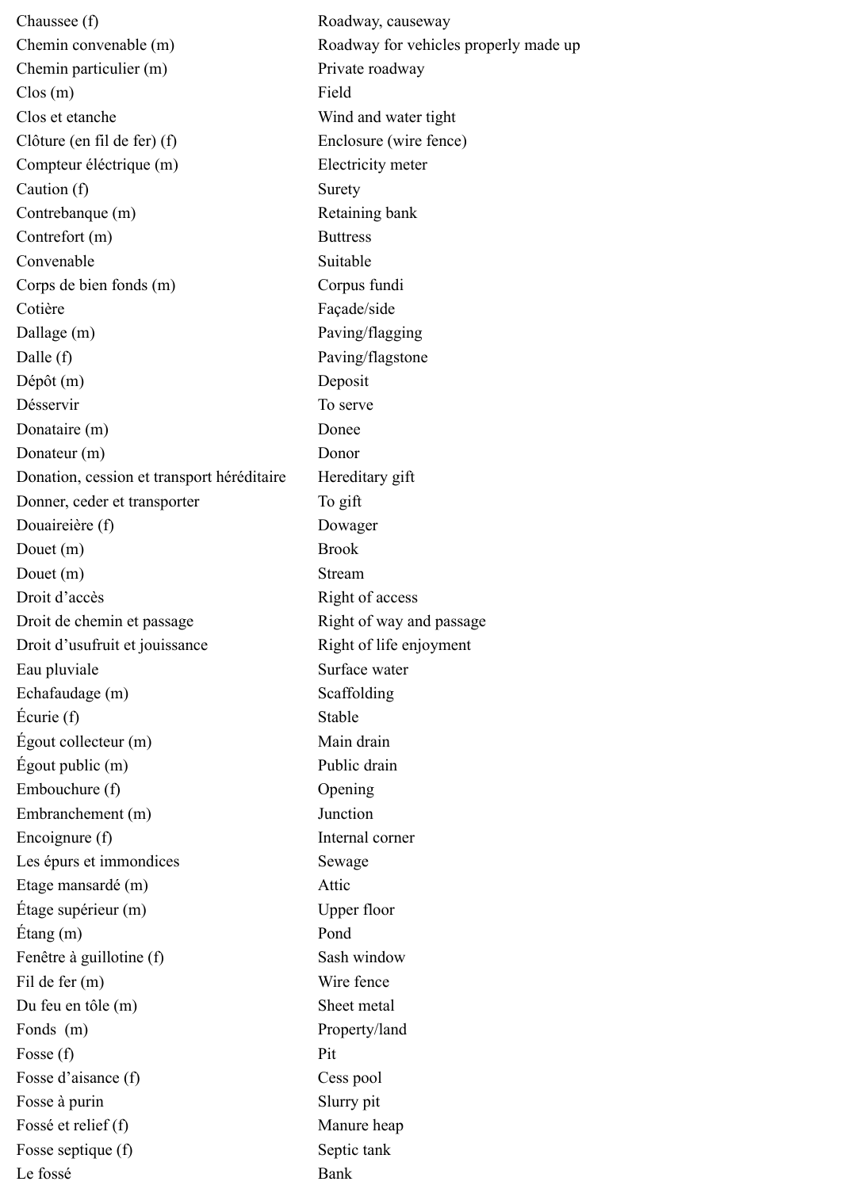| | |
|---|---|
| Chaussee (f) | Roadway, causeway |
| Chemin convenable (m) | Roadway for vehicles properly made up |
| Chemin particulier (m) | Private roadway |
| Clos (m) | Field |
| Clos et etanche | Wind and water tight |
| Clôture (en fil de fer) (f) | Enclosure (wire fence) |
| Compteur éléctrique (m) | Electricity meter |
| Caution (f) | Surety |
| Contrebanque (m) | Retaining bank |
| Contrefort (m) | Buttress |
| Convenable | Suitable |
| Corps de bien fonds (m) | Corpus fundi |
| Cotière | Façade/side |
| Dallage (m) | Paving/flagging |
| Dalle (f) | Paving/flagstone |
| Dépôt (m) | Deposit |
| Désservir | To serve |
| Donataire (m) | Donee |
| Donateur (m) | Donor |
| Donation, cession et transport héréditaire | Hereditary gift |
| Donner, ceder et transporter | To gift |
| Douaireière (f) | Dowager |
| Douet (m) | Brook |
| Douet (m) | Stream |
| Droit d'accès | Right of access |
| Droit de chemin et passage | Right of way and passage |
| Droit d'usufruit et jouissance | Right of life enjoyment |
| Eau pluviale | Surface water |
| Echafaudage (m) | Scaffolding |
| Écurie (f) | Stable |
| Égout collecteur (m) | Main drain |
| Égout public (m) | Public drain |
| Embouchure (f) | Opening |
| Embranchement (m) | Junction |
| Encoignure (f) | Internal corner |
| Les épurs et immondices | Sewage |
| Etage mansardé (m) | Attic |
| Étage supérieur (m) | Upper floor |
| Étang (m) | Pond |
| Fenêtre à guillotine (f) | Sash window |
| Fil de fer (m) | Wire fence |
| Du feu en tôle (m) | Sheet metal |
| Fonds (m) | Property/land |
| Fosse (f) | Pit |
| Fosse d'aisance (f) | Cess pool |
| Fosse à purin | Slurry pit |
| Fossé et relief (f) | Manure heap |
| Fosse septique (f) | Septic tank |
| Le fossé | Bank |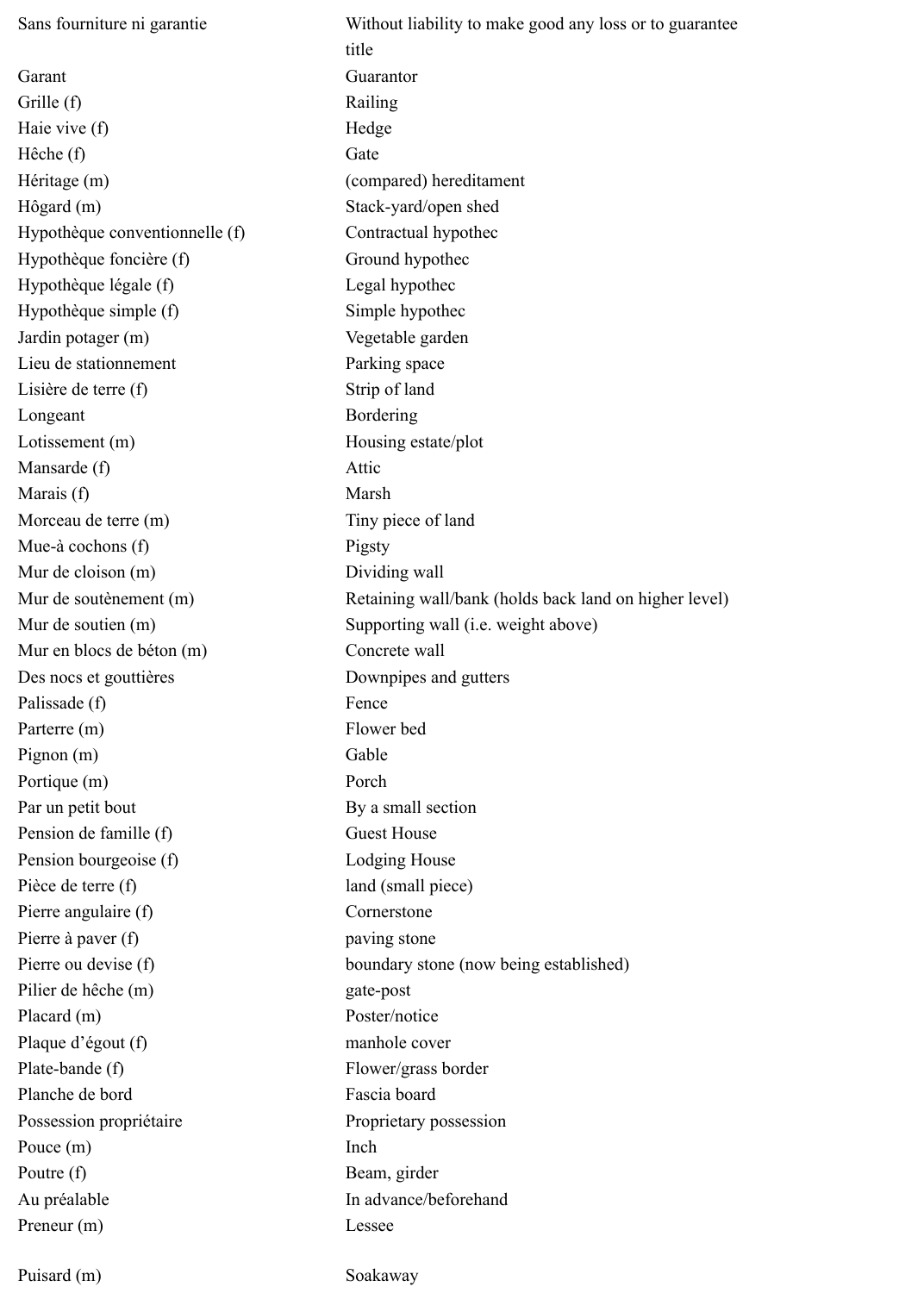| | |
|---|---|
| Sans fourniture ni garantie | Without liability to make good any loss or to guarantee title |
| Garant | Guarantor |
| Grille (f) | Railing |
| Haie vive (f) | Hedge |
| Hêche (f) | Gate |
| Héritage (m) | (compared) hereditament |
| Hôgard (m) | Stack-yard/open shed |
| Hypothèque conventionnelle (f) | Contractual hypothec |
| Hypothèque foncière (f) | Ground hypothec |
| Hypothèque légale (f) | Legal hypothec |
| Hypothèque simple (f) | Simple hypothec |
| Jardin potager (m) | Vegetable garden |
| Lieu de stationnement | Parking space |
| Lisière de terre (f) | Strip of land |
| Longeant | Bordering |
| Lotissement (m) | Housing estate/plot |
| Mansarde (f) | Attic |
| Marais (f) | Marsh |
| Morceau de terre (m) | Tiny piece of land |
| Mue-à cochons (f) | Pigsty |
| Mur de cloison (m) | Dividing wall |
| Mur de soutènement (m) | Retaining wall/bank (holds back land on higher level) |
| Mur de soutien (m) | Supporting wall (i.e. weight above) |
| Mur en blocs de béton (m) | Concrete wall |
| Des nocs et gouttières | Downpipes and gutters |
| Palissade (f) | Fence |
| Parterre (m) | Flower bed |
| Pignon (m) | Gable |
| Portique (m) | Porch |
| Par un petit bout | By a small section |
| Pension de famille (f) | Guest House |
| Pension bourgeoise (f) | Lodging House |
| Pièce de terre (f) | land (small piece) |
| Pierre angulaire (f) | Cornerstone |
| Pierre à paver (f) | paving stone |
| Pierre ou devise (f) | boundary stone (now being established) |
| Pilier de hêche (m) | gate-post |
| Placard (m) | Poster/notice |
| Plaque d'égout (f) | manhole cover |
| Plate-bande (f) | Flower/grass border |
| Planche de bord | Fascia board |
| Possession propriétaire | Proprietary possession |
| Pouce (m) | Inch |
| Poutre (f) | Beam, girder |
| Au préalable | In advance/beforehand |
| Preneur (m) | Lessee |
| Puisard (m) | Soakaway |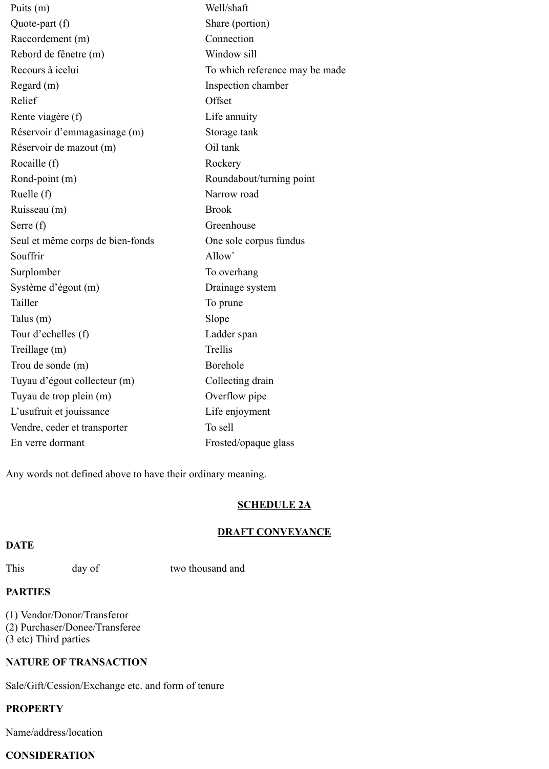| | |
|---|---|
| Puits (m) | Well/shaft |
| Quote-part (f) | Share (portion) |
| Raccordement (m) | Connection |
| Rebord de fênetre (m) | Window sill |
| Recours à icelui | To which reference may be made |
| Regard (m) | Inspection chamber |
| Relief | Offset |
| Rente viagère (f) | Life annuity |
| Réservoir d'emmagasinage (m) | Storage tank |
| Réservoir de mazout (m) | Oil tank |
| Rocaille (f) | Rockery |
| Rond-point (m) | Roundabout/turning point |
| Ruelle (f) | Narrow road |
| Ruisseau (m) | Brook |
| Serre (f) | Greenhouse |
| Seul et même corps de bien-fonds | One sole corpus fundus |
| Souffrir | Allow` |
| Surplomber | To overhang |
| Système d'égout (m) | Drainage system |
| Tailler | To prune |
| Talus (m) | Slope |
| Tour d'echelles (f) | Ladder span |
| Treillage (m) | Trellis |
| Trou de sonde (m) | Borehole |
| Tuyau d'égout collecteur (m) | Collecting drain |
| Tuyau de trop plein (m) | Overflow pipe |
| L'usufruit et jouissance | Life enjoyment |
| Vendre, ceder et transporter | To sell |
| En verre dormant | Frosted/opaque glass |

Any words not defined above to have their ordinary meaning.

## SCHEDULE 2A

## DRAFT CONVEYANCE

**DATE**

This day of two thousand and

**PARTIES**

(1) Vendor/Donor/Transferor
(2) Purchaser/Donee/Transferee
(3 etc) Third parties

**NATURE OF TRANSACTION**

Sale/Gift/Cession/Exchange etc. and form of tenure

**PROPERTY**

Name/address/location

**CONSIDERATION**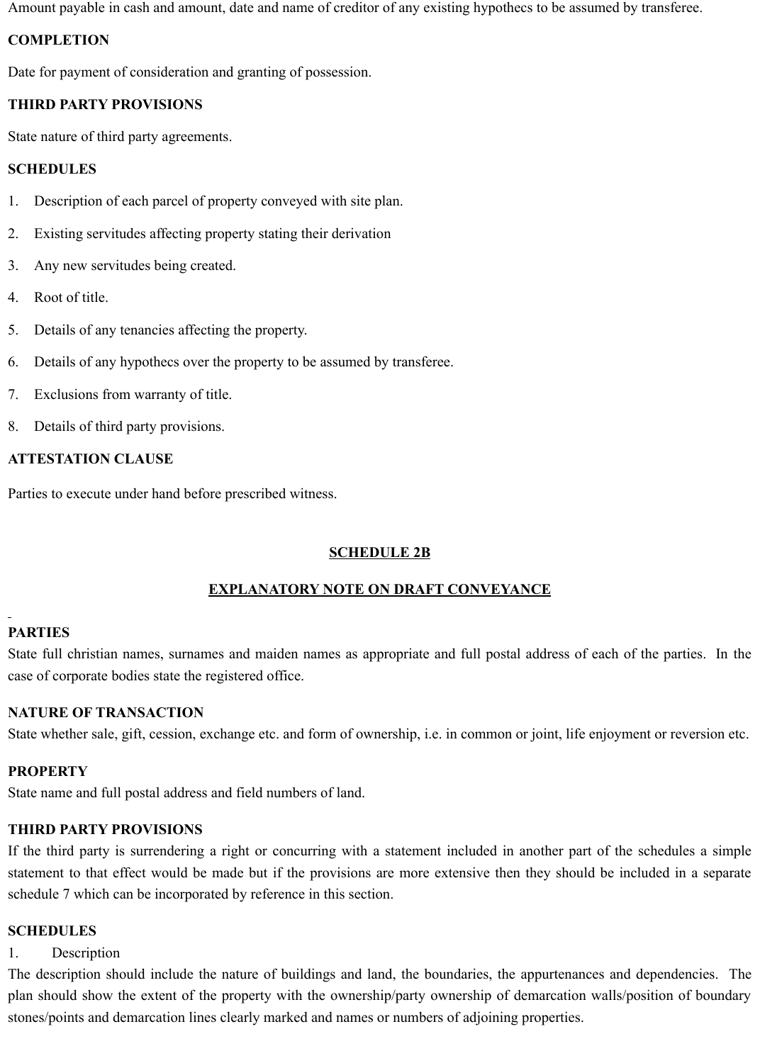Amount payable in cash and amount, date and name of creditor of any existing hypothecs to be assumed by transferee.

**COMPLETION**

Date for payment of consideration and granting of possession.

**THIRD PARTY PROVISIONS**

State nature of third party agreements.

**SCHEDULES**

1. Description of each parcel of property conveyed with site plan.
2. Existing servitudes affecting property stating their derivation
3. Any new servitudes being created.
4. Root of title.
5. Details of any tenancies affecting the property.
6. Details of any hypothecs over the property to be assumed by transferee.
7. Exclusions from warranty of title.
8. Details of third party provisions.

**ATTESTATION CLAUSE**

Parties to execute under hand before prescribed witness.

## SCHEDULE 2B

## EXPLANATORY NOTE ON DRAFT CONVEYANCE

**PARTIES**

State full christian names, surnames and maiden names as appropriate and full postal address of each of the parties. In the case of corporate bodies state the registered office.

**NATURE OF TRANSACTION**

State whether sale, gift, cession, exchange etc. and form of ownership, i.e. in common or joint, life enjoyment or reversion etc.

**PROPERTY**

State name and full postal address and field numbers of land.

**THIRD PARTY PROVISIONS**

If the third party is surrendering a right or concurring with a statement included in another part of the schedules a simple statement to that effect would be made but if the provisions are more extensive then they should be included in a separate schedule 7 which can be incorporated by reference in this section.

**SCHEDULES**

1. Description

The description should include the nature of buildings and land, the boundaries, the appurtenances and dependencies. The plan should show the extent of the property with the ownership/party ownership of demarcation walls/position of boundary stones/points and demarcation lines clearly marked and names or numbers of adjoining properties.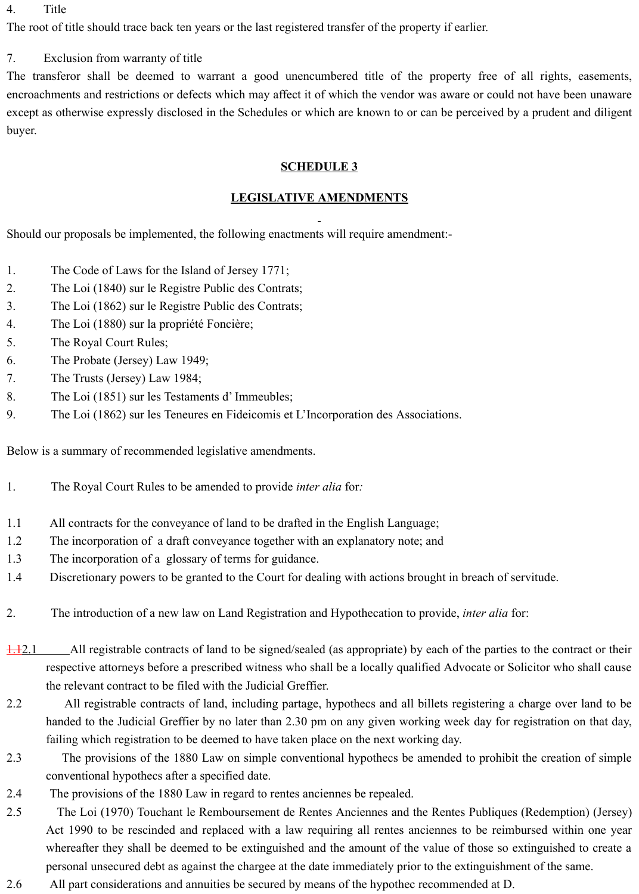4. Title

The root of title should trace back ten years or the last registered transfer of the property if earlier.

7. Exclusion from warranty of title

The transferor shall be deemed to warrant a good unencumbered title of the property free of all rights, easements, encroachments and restrictions or defects which may affect it of which the vendor was aware or could not have been unaware except as otherwise expressly disclosed in the Schedules or which are known to or can be perceived by a prudent and diligent buyer.

## SCHEDULE 3

## LEGISLATIVE AMENDMENTS

Should our proposals be implemented, the following enactments will require amendment:-

1. The Code of Laws for the Island of Jersey 1771;
2. The Loi (1840) sur le Registre Public des Contrats;
3. The Loi (1862) sur le Registre Public des Contrats;
4. The Loi (1880) sur la propriété Foncière;
5. The Royal Court Rules;
6. The Probate (Jersey) Law 1949;
7. The Trusts (Jersey) Law 1984;
8. The Loi (1851) sur les Testaments d' Immeubles;
9. The Loi (1862) sur les Teneures en Fideicomis et L'Incorporation des Associations.

Below is a summary of recommended legislative amendments.

1. The Royal Court Rules to be amended to provide *inter alia* for:

1.1 All contracts for the conveyance of land to be drafted in the English Language;

1.2 The incorporation of a draft conveyance together with an explanatory note; and

1.3 The incorporation of a glossary of terms for guidance.

1.4 Discretionary powers to be granted to the Court for dealing with actions brought in breach of servitude.

2. The introduction of a new law on Land Registration and Hypothecation to provide, *inter alia* for:

~~1.1~~2.1 All registrable contracts of land to be signed/sealed (as appropriate) by each of the parties to the contract or their respective attorneys before a prescribed witness who shall be a locally qualified Advocate or Solicitor who shall cause the relevant contract to be filed with the Judicial Greffier.

2.2 All registrable contracts of land, including partage, hypothecs and all billets registering a charge over land to be handed to the Judicial Greffier by no later than 2.30 pm on any given working week day for registration on that day, failing which registration to be deemed to have taken place on the next working day.

2.3 The provisions of the 1880 Law on simple conventional hypothecs be amended to prohibit the creation of simple conventional hypothecs after a specified date.

2.4 The provisions of the 1880 Law in regard to rentes anciennes be repealed.

2.5 The Loi (1970) Touchant le Remboursement de Rentes Anciennes and the Rentes Publiques (Redemption) (Jersey) Act 1990 to be rescinded and replaced with a law requiring all rentes anciennes to be reimbursed within one year whereafter they shall be deemed to be extinguished and the amount of the value of those so extinguished to create a personal unsecured debt as against the chargee at the date immediately prior to the extinguishment of the same.

2.6 All part considerations and annuities be secured by means of the hypothec recommended at D.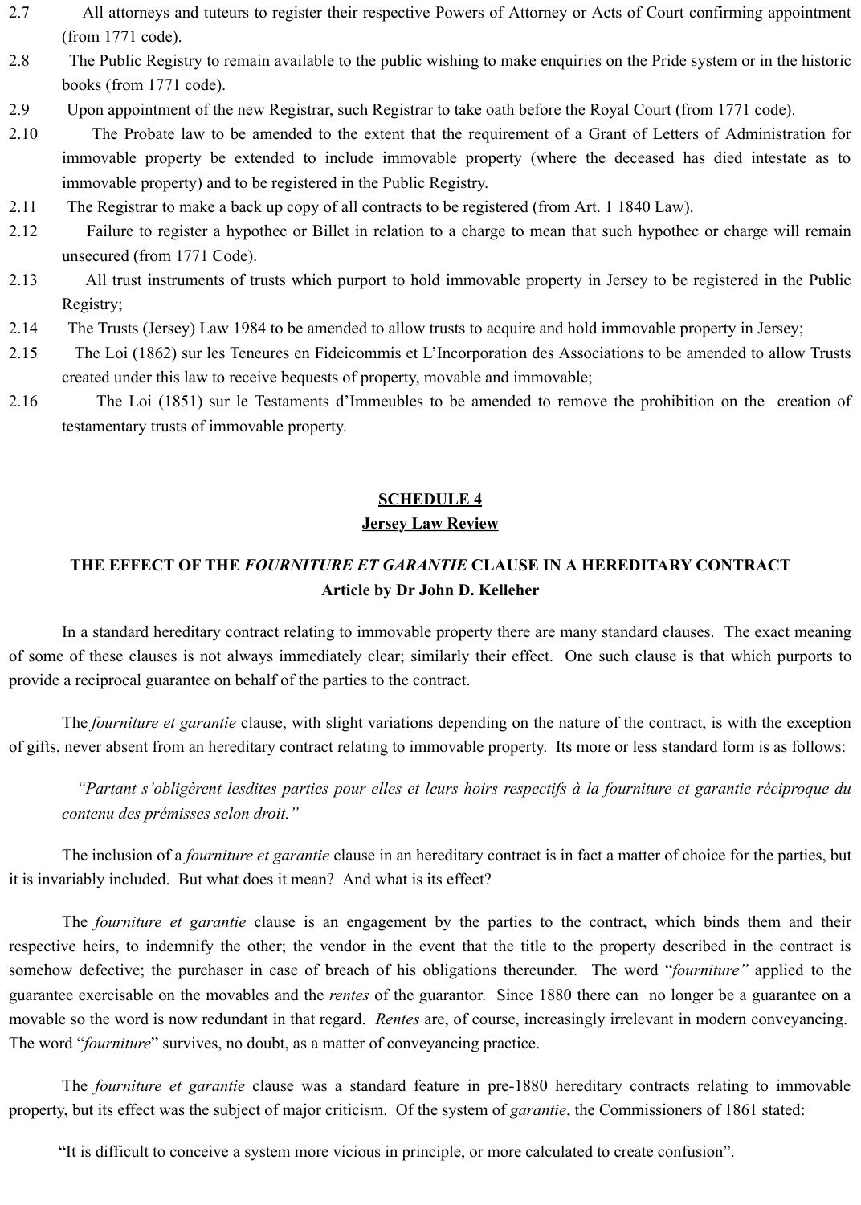2.7 All attorneys and tuteurs to register their respective Powers of Attorney or Acts of Court confirming appointment (from 1771 code).

2.8 The Public Registry to remain available to the public wishing to make enquiries on the Pride system or in the historic books (from 1771 code).

2.9 Upon appointment of the new Registrar, such Registrar to take oath before the Royal Court (from 1771 code).

2.10 The Probate law to be amended to the extent that the requirement of a Grant of Letters of Administration for immovable property be extended to include immovable property (where the deceased has died intestate as to immovable property) and to be registered in the Public Registry.

2.11 The Registrar to make a back up copy of all contracts to be registered (from Art. 1 1840 Law).

2.12 Failure to register a hypothec or Billet in relation to a charge to mean that such hypothec or charge will remain unsecured (from 1771 Code).

2.13 All trust instruments of trusts which purport to hold immovable property in Jersey to be registered in the Public Registry;

2.14 The Trusts (Jersey) Law 1984 to be amended to allow trusts to acquire and hold immovable property in Jersey;

2.15 The Loi (1862) sur les Teneures en Fideicommis et L'Incorporation des Associations to be amended to allow Trusts created under this law to receive bequests of property, movable and immovable;

2.16 The Loi (1851) sur le Testaments d'Immeubles to be amended to remove the prohibition on the creation of testamentary trusts of immovable property.

## SCHEDULE 4
## Jersey Law Review

### THE EFFECT OF THE *FOURNITURE ET GARANTIE* CLAUSE IN A HEREDITARY CONTRACT
**Article by Dr John D. Kelleher**

In a standard hereditary contract relating to immovable property there are many standard clauses. The exact meaning of some of these clauses is not always immediately clear; similarly their effect. One such clause is that which purports to provide a reciprocal guarantee on behalf of the parties to the contract.

The *fourniture et garantie* clause, with slight variations depending on the nature of the contract, is with the exception of gifts, never absent from an hereditary contract relating to immovable property. Its more or less standard form is as follows:

> *"Partant s'obligèrent lesdites parties pour elles et leurs hoirs respectifs à la fourniture et garantie réciproque du contenu des prémisses selon droit."*

The inclusion of a *fourniture et garantie* clause in an hereditary contract is in fact a matter of choice for the parties, but it is invariably included. But what does it mean? And what is its effect?

The *fourniture et garantie* clause is an engagement by the parties to the contract, which binds them and their respective heirs, to indemnify the other; the vendor in the event that the title to the property described in the contract is somehow defective; the purchaser in case of breach of his obligations thereunder. The word "*fourniture"* applied to the guarantee exercisable on the movables and the *rentes* of the guarantor. Since 1880 there can no longer be a guarantee on a movable so the word is now redundant in that regard. *Rentes* are, of course, increasingly irrelevant in modern conveyancing. The word "*fourniture*" survives, no doubt, as a matter of conveyancing practice.

The *fourniture et garantie* clause was a standard feature in pre-1880 hereditary contracts relating to immovable property, but its effect was the subject of major criticism. Of the system of *garantie*, the Commissioners of 1861 stated:

> "It is difficult to conceive a system more vicious in principle, or more calculated to create confusion".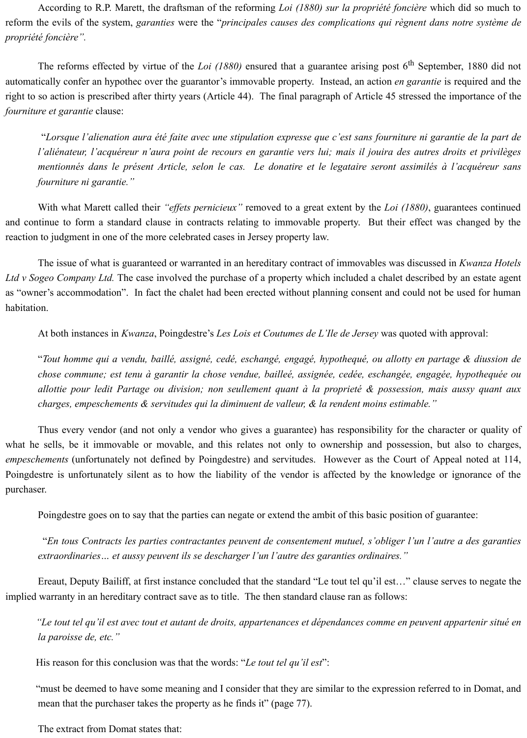According to R.P. Marett, the draftsman of the reforming *Loi (1880) sur la propriété foncière* which did so much to reform the evils of the system, *garanties* were the "*principales causes des complications qui règnent dans notre système de propriété foncière*".

The reforms effected by virtue of the *Loi (1880)* ensured that a guarantee arising post 6th September, 1880 did not automatically confer an hypothec over the guarantor's immovable property. Instead, an action *en garantie* is required and the right to so action is prescribed after thirty years (Article 44). The final paragraph of Article 45 stressed the importance of the *fourniture et garantie* clause:

> "*Lorsque l'alienation aura été faite avec une stipulation expresse que c'est sans fourniture ni garantie de la part de l'aliénateur, l'acquéreur n'aura point de recours en garantie vers lui; mais il jouira des autres droits et privilèges mentionnés dans le présent Article, selon le cas. Le donatire et le legataire seront assimilés à l'acquéreur sans fourniture ni garantie.*"

With what Marett called their *"effets pernicieux"* removed to a great extent by the *Loi (1880)*, guarantees continued and continue to form a standard clause in contracts relating to immovable property. But their effect was changed by the reaction to judgment in one of the more celebrated cases in Jersey property law.

The issue of what is guaranteed or warranted in an hereditary contract of immovables was discussed in *Kwanza Hotels Ltd v Sogeo Company Ltd.* The case involved the purchase of a property which included a chalet described by an estate agent as "owner's accommodation". In fact the chalet had been erected without planning consent and could not be used for human habitation.

At both instances in *Kwanza*, Poingdestre's *Les Lois et Coutumes de L'Ile de Jersey* was quoted with approval:

> "*Tout homme qui a vendu, baillé, assigné, cedé, eschangé, engagé, hypothequé, ou allotty en partage & diussion de chose commune; est tenu à garantir la chose vendue, bailleé, assignée, cedée, eschangée, engagée, hypothequée ou allottie pour ledit Partage ou division; non seullement quant à la proprieté & possession, mais aussy quant aux charges, empeschements & servitudes qui la diminuent de valleur, & la rendent moins estimable.*"

Thus every vendor (and not only a vendor who gives a guarantee) has responsibility for the character or quality of what he sells, be it immovable or movable, and this relates not only to ownership and possession, but also to charges, *empeschements* (unfortunately not defined by Poingdestre) and servitudes. However as the Court of Appeal noted at 114, Poingdestre is unfortunately silent as to how the liability of the vendor is affected by the knowledge or ignorance of the purchaser.

Poingdestre goes on to say that the parties can negate or extend the ambit of this basic position of guarantee:

> "*En tous Contracts les parties contractantes peuvent de consentement mutuel, s'obliger l'un l'autre a des garanties extraordinaries… et aussy peuvent ils se descharger l'un l'autre des garanties ordinaires.*"

Ereaut, Deputy Bailiff, at first instance concluded that the standard "Le tout tel qu'il est…" clause serves to negate the implied warranty in an hereditary contract save as to title. The then standard clause ran as follows:

> *"Le tout tel qu'il est avec tout et autant de droits, appartenances et dépendances comme en peuvent appartenir situé en la paroisse de, etc."*

His reason for this conclusion was that the words: "*Le tout tel qu'il est*":

> "must be deemed to have some meaning and I consider that they are similar to the expression referred to in Domat, and mean that the purchaser takes the property as he finds it" (page 77).

The extract from Domat states that: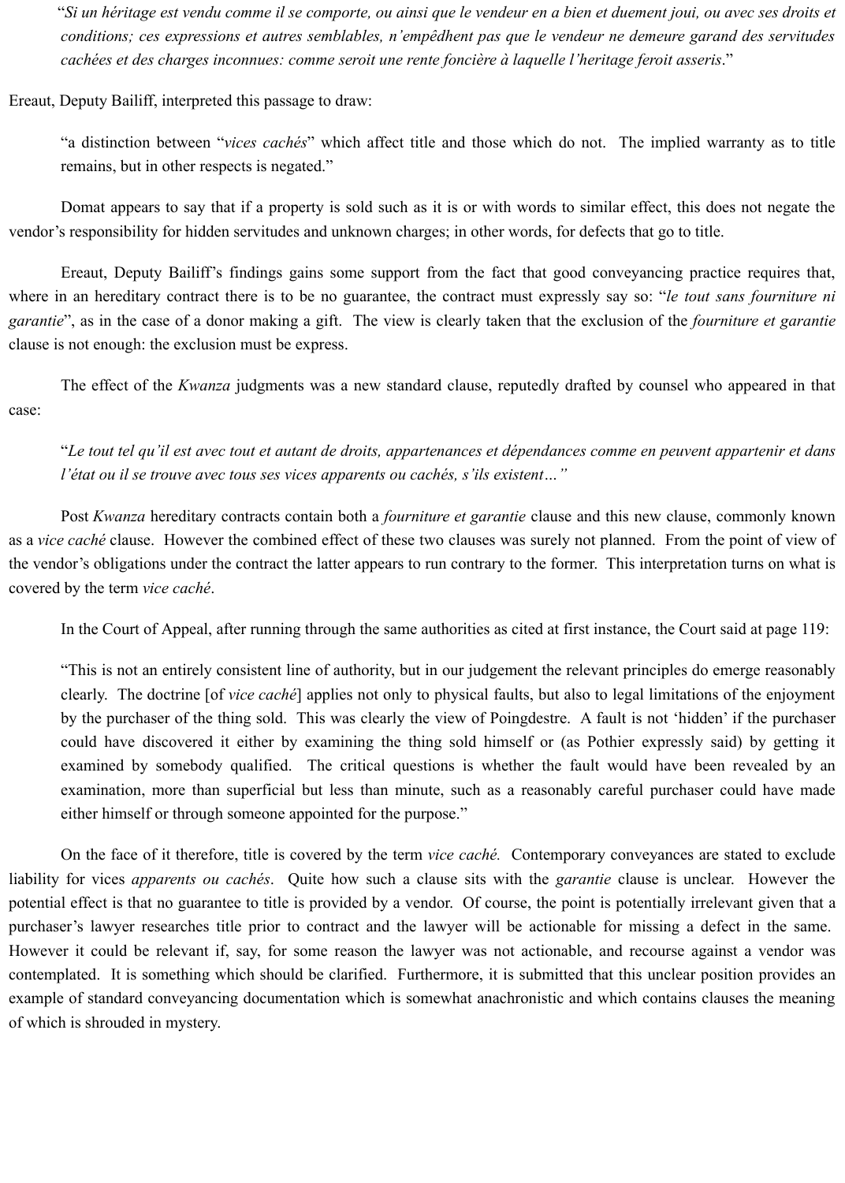> "*Si un héritage est vendu comme il se comporte, ou ainsi que le vendeur en a bien et duement joui, ou avec ses droits et conditions; ces expressions et autres semblables, n'empêdhent pas que le vendeur ne demeure garand des servitudes cachées et des charges inconnues: comme seroit une rente foncière à laquelle l'heritage feroit asseris*."

Ereaut, Deputy Bailiff, interpreted this passage to draw:

> "a distinction between "*vices cachés*" which affect title and those which do not. The implied warranty as to title remains, but in other respects is negated."

Domat appears to say that if a property is sold such as it is or with words to similar effect, this does not negate the vendor's responsibility for hidden servitudes and unknown charges; in other words, for defects that go to title.

Ereaut, Deputy Bailiff's findings gains some support from the fact that good conveyancing practice requires that, where in an hereditary contract there is to be no guarantee, the contract must expressly say so: "*le tout sans fourniture ni garantie*", as in the case of a donor making a gift. The view is clearly taken that the exclusion of the *fourniture et garantie* clause is not enough: the exclusion must be express.

The effect of the *Kwanza* judgments was a new standard clause, reputedly drafted by counsel who appeared in that case:

> "*Le tout tel qu'il est avec tout et autant de droits, appartenances et dépendances comme en peuvent appartenir et dans l'état ou il se trouve avec tous ses vices apparents ou cachés, s'ils existent…*"

Post *Kwanza* hereditary contracts contain both a *fourniture et garantie* clause and this new clause, commonly known as a *vice caché* clause. However the combined effect of these two clauses was surely not planned. From the point of view of the vendor's obligations under the contract the latter appears to run contrary to the former. This interpretation turns on what is covered by the term *vice caché*.

In the Court of Appeal, after running through the same authorities as cited at first instance, the Court said at page 119:

> "This is not an entirely consistent line of authority, but in our judgement the relevant principles do emerge reasonably clearly. The doctrine [of *vice caché*] applies not only to physical faults, but also to legal limitations of the enjoyment by the purchaser of the thing sold. This was clearly the view of Poingdestre. A fault is not 'hidden' if the purchaser could have discovered it either by examining the thing sold himself or (as Pothier expressly said) by getting it examined by somebody qualified. The critical questions is whether the fault would have been revealed by an examination, more than superficial but less than minute, such as a reasonably careful purchaser could have made either himself or through someone appointed for the purpose."

On the face of it therefore, title is covered by the term *vice caché.* Contemporary conveyances are stated to exclude liability for vices *apparents ou cachés*. Quite how such a clause sits with the *garantie* clause is unclear. However the potential effect is that no guarantee to title is provided by a vendor. Of course, the point is potentially irrelevant given that a purchaser's lawyer researches title prior to contract and the lawyer will be actionable for missing a defect in the same. However it could be relevant if, say, for some reason the lawyer was not actionable, and recourse against a vendor was contemplated. It is something which should be clarified. Furthermore, it is submitted that this unclear position provides an example of standard conveyancing documentation which is somewhat anachronistic and which contains clauses the meaning of which is shrouded in mystery.